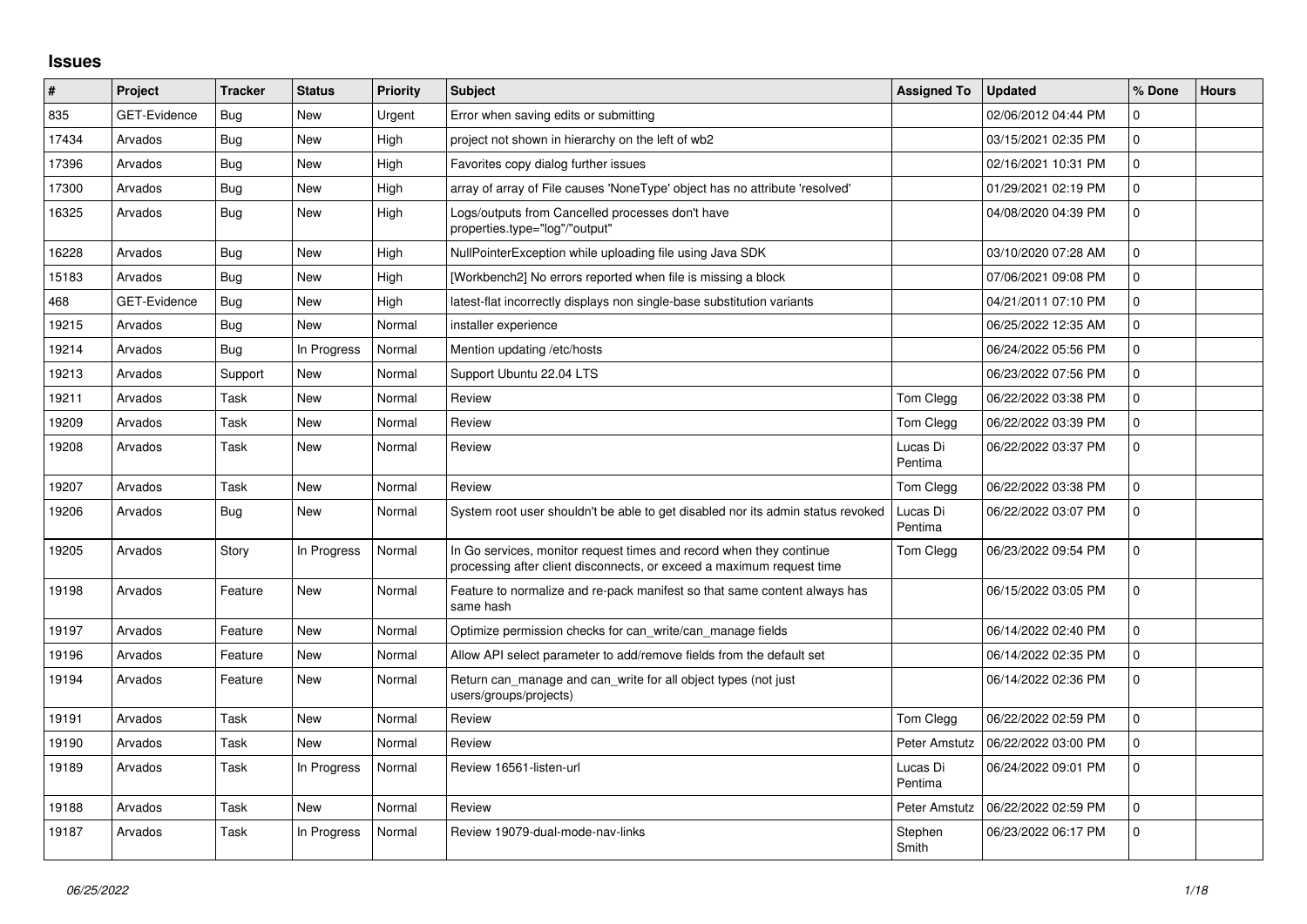## Issues

| # | Project | Tracker | Status | Priority | Subject | Assigned To | Updated | % Done | Hours |
|---|---|---|---|---|---|---|---|---|---|
| 835 | GET-Evidence | Bug | New | Urgent | Error when saving edits or submitting | | 02/06/2012 04:44 PM | 0 | |
| 17434 | Arvados | Bug | New | High | project not shown in hierarchy on the left of wb2 | | 03/15/2021 02:35 PM | 0 | |
| 17396 | Arvados | Bug | New | High | Favorites copy dialog further issues | | 02/16/2021 10:31 PM | 0 | |
| 17300 | Arvados | Bug | New | High | array of array of File causes 'NoneType' object has no attribute 'resolved' | | 01/29/2021 02:19 PM | 0 | |
| 16325 | Arvados | Bug | New | High | Logs/outputs from Cancelled processes don't have properties.type="log"/"output" | | 04/08/2020 04:39 PM | 0 | |
| 16228 | Arvados | Bug | New | High | NullPointerException while uploading file using Java SDK | | 03/10/2020 07:28 AM | 0 | |
| 15183 | Arvados | Bug | New | High | [Workbench2] No errors reported when file is missing a block | | 07/06/2021 09:08 PM | 0 | |
| 468 | GET-Evidence | Bug | New | High | latest-flat incorrectly displays non single-base substitution variants | | 04/21/2011 07:10 PM | 0 | |
| 19215 | Arvados | Bug | New | Normal | installer experience | | 06/25/2022 12:35 AM | 0 | |
| 19214 | Arvados | Bug | In Progress | Normal | Mention updating /etc/hosts | | 06/24/2022 05:56 PM | 0 | |
| 19213 | Arvados | Support | New | Normal | Support Ubuntu 22.04 LTS | | 06/23/2022 07:56 PM | 0 | |
| 19211 | Arvados | Task | New | Normal | Review | Tom Clegg | 06/22/2022 03:38 PM | 0 | |
| 19209 | Arvados | Task | New | Normal | Review | Tom Clegg | 06/22/2022 03:39 PM | 0 | |
| 19208 | Arvados | Task | New | Normal | Review | Lucas Di Pentima | 06/22/2022 03:37 PM | 0 | |
| 19207 | Arvados | Task | New | Normal | Review | Tom Clegg | 06/22/2022 03:38 PM | 0 | |
| 19206 | Arvados | Bug | New | Normal | System root user shouldn't be able to get disabled nor its admin status revoked | Lucas Di Pentima | 06/22/2022 03:07 PM | 0 | |
| 19205 | Arvados | Story | In Progress | Normal | In Go services, monitor request times and record when they continue processing after client disconnects, or exceed a maximum request time | Tom Clegg | 06/23/2022 09:54 PM | 0 | |
| 19198 | Arvados | Feature | New | Normal | Feature to normalize and re-pack manifest so that same content always has same hash | | 06/15/2022 03:05 PM | 0 | |
| 19197 | Arvados | Feature | New | Normal | Optimize permission checks for can_write/can_manage fields | | 06/14/2022 02:40 PM | 0 | |
| 19196 | Arvados | Feature | New | Normal | Allow API select parameter to add/remove fields from the default set | | 06/14/2022 02:35 PM | 0 | |
| 19194 | Arvados | Feature | New | Normal | Return can_manage and can_write for all object types (not just users/groups/projects) | | 06/14/2022 02:36 PM | 0 | |
| 19191 | Arvados | Task | New | Normal | Review | Tom Clegg | 06/22/2022 02:59 PM | 0 | |
| 19190 | Arvados | Task | New | Normal | Review | Peter Amstutz | 06/22/2022 03:00 PM | 0 | |
| 19189 | Arvados | Task | In Progress | Normal | Review 16561-listen-url | Lucas Di Pentima | 06/24/2022 09:01 PM | 0 | |
| 19188 | Arvados | Task | New | Normal | Review | Peter Amstutz | 06/22/2022 02:59 PM | 0 | |
| 19187 | Arvados | Task | In Progress | Normal | Review 19079-dual-mode-nav-links | Stephen Smith | 06/23/2022 06:17 PM | 0 | |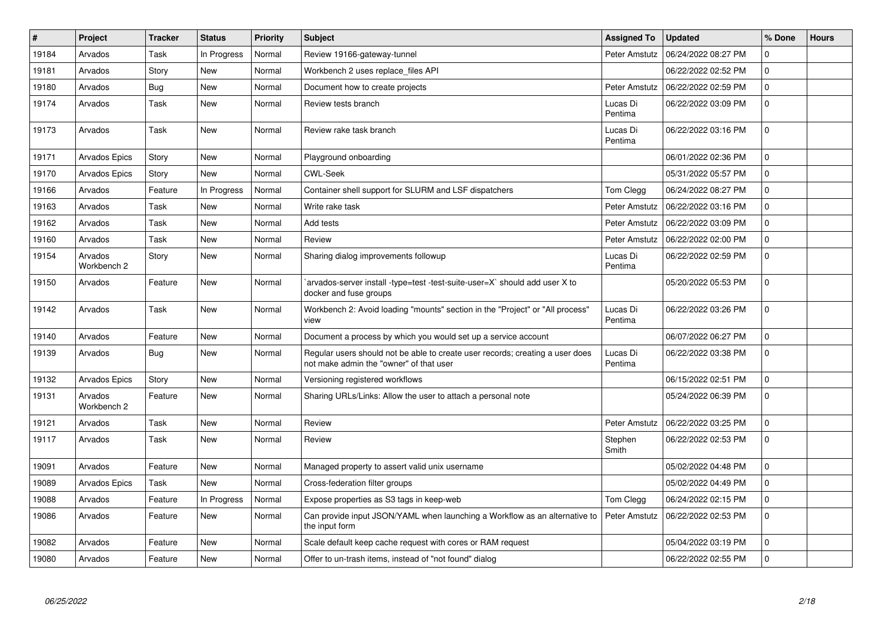| # | Project | Tracker | Status | Priority | Subject | Assigned To | Updated | % Done | Hours |
|---|---|---|---|---|---|---|---|---|---|
| 19184 | Arvados | Task | In Progress | Normal | Review 19166-gateway-tunnel | Peter Amstutz | 06/24/2022 08:27 PM | 0 | |
| 19181 | Arvados | Story | New | Normal | Workbench 2 uses replace_files API | | 06/22/2022 02:52 PM | 0 | |
| 19180 | Arvados | Bug | New | Normal | Document how to create projects | Peter Amstutz | 06/22/2022 02:59 PM | 0 | |
| 19174 | Arvados | Task | New | Normal | Review tests branch | Lucas Di Pentima | 06/22/2022 03:09 PM | 0 | |
| 19173 | Arvados | Task | New | Normal | Review rake task branch | Lucas Di Pentima | 06/22/2022 03:16 PM | 0 | |
| 19171 | Arvados Epics | Story | New | Normal | Playground onboarding | | 06/01/2022 02:36 PM | 0 | |
| 19170 | Arvados Epics | Story | New | Normal | CWL-Seek | | 05/31/2022 05:57 PM | 0 | |
| 19166 | Arvados | Feature | In Progress | Normal | Container shell support for SLURM and LSF dispatchers | Tom Clegg | 06/24/2022 08:27 PM | 0 | |
| 19163 | Arvados | Task | New | Normal | Write rake task | Peter Amstutz | 06/22/2022 03:16 PM | 0 | |
| 19162 | Arvados | Task | New | Normal | Add tests | Peter Amstutz | 06/22/2022 03:09 PM | 0 | |
| 19160 | Arvados | Task | New | Normal | Review | Peter Amstutz | 06/22/2022 02:00 PM | 0 | |
| 19154 | Arvados Workbench 2 | Story | New | Normal | Sharing dialog improvements followup | Lucas Di Pentima | 06/22/2022 02:59 PM | 0 | |
| 19150 | Arvados | Feature | New | Normal | `arvados-server install -type=test -test-suite-user=X` should add user X to docker and fuse groups | | 05/20/2022 05:53 PM | 0 | |
| 19142 | Arvados | Task | New | Normal | Workbench 2: Avoid loading "mounts" section in the "Project" or "All process" view | Lucas Di Pentima | 06/22/2022 03:26 PM | 0 | |
| 19140 | Arvados | Feature | New | Normal | Document a process by which you would set up a service account | | 06/07/2022 06:27 PM | 0 | |
| 19139 | Arvados | Bug | New | Normal | Regular users should not be able to create user records; creating a user does not make admin the "owner" of that user | Lucas Di Pentima | 06/22/2022 03:38 PM | 0 | |
| 19132 | Arvados Epics | Story | New | Normal | Versioning registered workflows | | 06/15/2022 02:51 PM | 0 | |
| 19131 | Arvados Workbench 2 | Feature | New | Normal | Sharing URLs/Links: Allow the user to attach a personal note | | 05/24/2022 06:39 PM | 0 | |
| 19121 | Arvados | Task | New | Normal | Review | Peter Amstutz | 06/22/2022 03:25 PM | 0 | |
| 19117 | Arvados | Task | New | Normal | Review | Stephen Smith | 06/22/2022 02:53 PM | 0 | |
| 19091 | Arvados | Feature | New | Normal | Managed property to assert valid unix username | | 05/02/2022 04:48 PM | 0 | |
| 19089 | Arvados Epics | Task | New | Normal | Cross-federation filter groups | | 05/02/2022 04:49 PM | 0 | |
| 19088 | Arvados | Feature | In Progress | Normal | Expose properties as S3 tags in keep-web | Tom Clegg | 06/24/2022 02:15 PM | 0 | |
| 19086 | Arvados | Feature | New | Normal | Can provide input JSON/YAML when launching a Workflow as an alternative to the input form | Peter Amstutz | 06/22/2022 02:53 PM | 0 | |
| 19082 | Arvados | Feature | New | Normal | Scale default keep cache request with cores or RAM request | | 05/04/2022 03:19 PM | 0 | |
| 19080 | Arvados | Feature | New | Normal | Offer to un-trash items, instead of "not found" dialog | | 06/22/2022 02:55 PM | 0 | |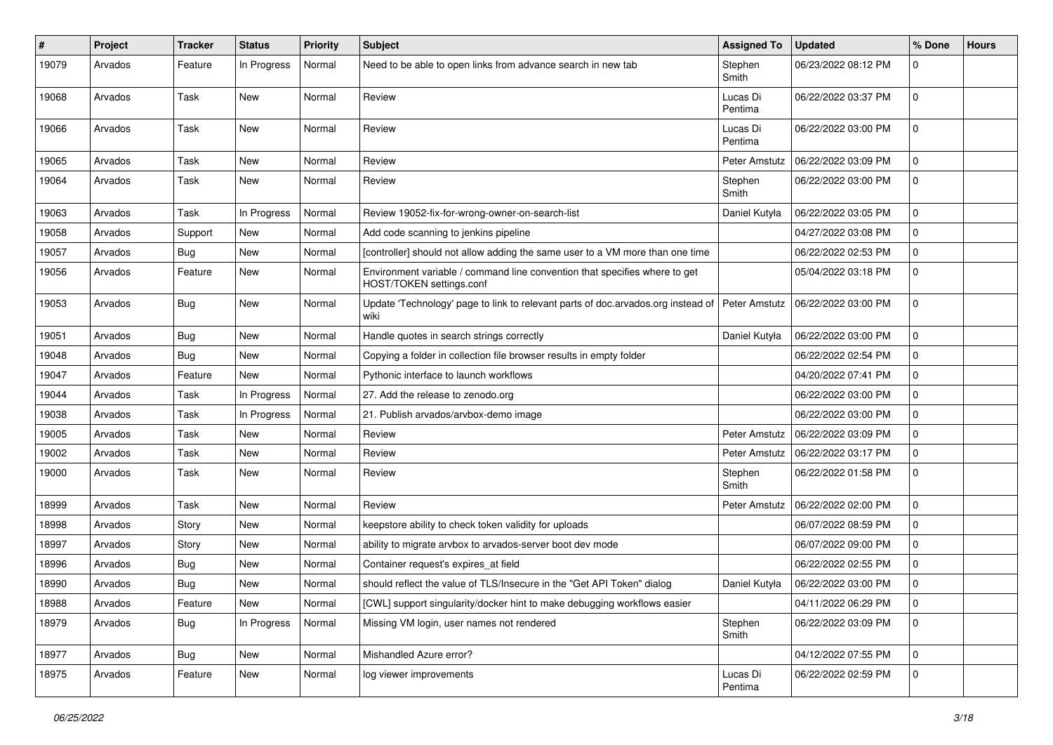| # | Project | Tracker | Status | Priority | Subject | Assigned To | Updated | % Done | Hours |
|---|---|---|---|---|---|---|---|---|---|
| 19079 | Arvados | Feature | In Progress | Normal | Need to be able to open links from advance search in new tab | Stephen Smith | 06/23/2022 08:12 PM | 0 | |
| 19068 | Arvados | Task | New | Normal | Review | Lucas Di Pentima | 06/22/2022 03:37 PM | 0 | |
| 19066 | Arvados | Task | New | Normal | Review | Lucas Di Pentima | 06/22/2022 03:00 PM | 0 | |
| 19065 | Arvados | Task | New | Normal | Review | Peter Amstutz | 06/22/2022 03:09 PM | 0 | |
| 19064 | Arvados | Task | New | Normal | Review | Stephen Smith | 06/22/2022 03:00 PM | 0 | |
| 19063 | Arvados | Task | In Progress | Normal | Review 19052-fix-for-wrong-owner-on-search-list | Daniel Kutyła | 06/22/2022 03:05 PM | 0 | |
| 19058 | Arvados | Support | New | Normal | Add code scanning to jenkins pipeline | | 04/27/2022 03:08 PM | 0 | |
| 19057 | Arvados | Bug | New | Normal | [controller] should not allow adding the same user to a VM more than one time | | 06/22/2022 02:53 PM | 0 | |
| 19056 | Arvados | Feature | New | Normal | Environment variable / command line convention that specifies where to get HOST/TOKEN settings.conf | | 05/04/2022 03:18 PM | 0 | |
| 19053 | Arvados | Bug | New | Normal | Update 'Technology' page to link to relevant parts of doc.arvados.org instead of wiki | Peter Amstutz | 06/22/2022 03:00 PM | 0 | |
| 19051 | Arvados | Bug | New | Normal | Handle quotes in search strings correctly | Daniel Kutyła | 06/22/2022 03:00 PM | 0 | |
| 19048 | Arvados | Bug | New | Normal | Copying a folder in collection file browser results in empty folder | | 06/22/2022 02:54 PM | 0 | |
| 19047 | Arvados | Feature | New | Normal | Pythonic interface to launch workflows | | 04/20/2022 07:41 PM | 0 | |
| 19044 | Arvados | Task | In Progress | Normal | 27. Add the release to zenodo.org | | 06/22/2022 03:00 PM | 0 | |
| 19038 | Arvados | Task | In Progress | Normal | 21. Publish arvados/arvbox-demo image | | 06/22/2022 03:00 PM | 0 | |
| 19005 | Arvados | Task | New | Normal | Review | Peter Amstutz | 06/22/2022 03:09 PM | 0 | |
| 19002 | Arvados | Task | New | Normal | Review | Peter Amstutz | 06/22/2022 03:17 PM | 0 | |
| 19000 | Arvados | Task | New | Normal | Review | Stephen Smith | 06/22/2022 01:58 PM | 0 | |
| 18999 | Arvados | Task | New | Normal | Review | Peter Amstutz | 06/22/2022 02:00 PM | 0 | |
| 18998 | Arvados | Story | New | Normal | keepstore ability to check token validity for uploads | | 06/07/2022 08:59 PM | 0 | |
| 18997 | Arvados | Story | New | Normal | ability to migrate arvbox to arvados-server boot dev mode | | 06/07/2022 09:00 PM | 0 | |
| 18996 | Arvados | Bug | New | Normal | Container request's expires_at field | | 06/22/2022 02:55 PM | 0 | |
| 18990 | Arvados | Bug | New | Normal | should reflect the value of TLS/Insecure in the "Get API Token" dialog | Daniel Kutyła | 06/22/2022 03:00 PM | 0 | |
| 18988 | Arvados | Feature | New | Normal | [CWL] support singularity/docker hint to make debugging workflows easier | | 04/11/2022 06:29 PM | 0 | |
| 18979 | Arvados | Bug | In Progress | Normal | Missing VM login, user names not rendered | Stephen Smith | 06/22/2022 03:09 PM | 0 | |
| 18977 | Arvados | Bug | New | Normal | Mishandled Azure error? | | 04/12/2022 07:55 PM | 0 | |
| 18975 | Arvados | Feature | New | Normal | log viewer improvements | Lucas Di Pentima | 06/22/2022 02:59 PM | 0 | |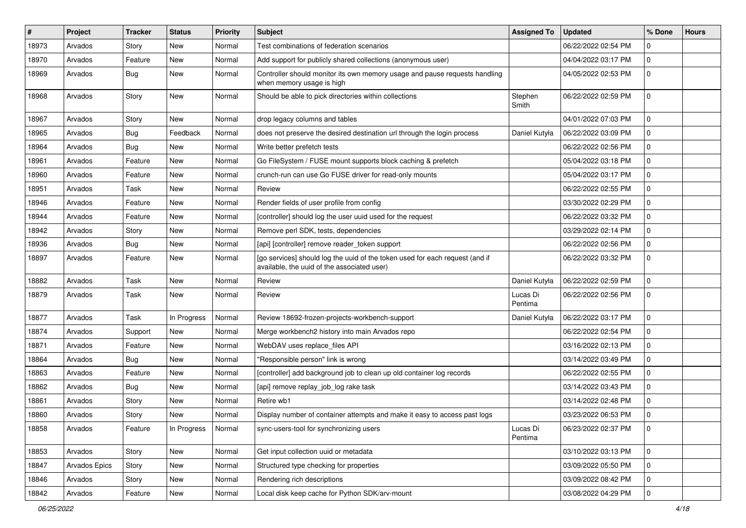| # | Project | Tracker | Status | Priority | Subject | Assigned To | Updated | % Done | Hours |
|---|---|---|---|---|---|---|---|---|---|
| 18973 | Arvados | Story | New | Normal | Test combinations of federation scenarios | | 06/22/2022 02:54 PM | 0 | |
| 18970 | Arvados | Feature | New | Normal | Add support for publicly shared collections (anonymous user) | | 04/04/2022 03:17 PM | 0 | |
| 18969 | Arvados | Bug | New | Normal | Controller should monitor its own memory usage and pause requests handling when memory usage is high | | 04/05/2022 02:53 PM | 0 | |
| 18968 | Arvados | Story | New | Normal | Should be able to pick directories within collections | Stephen Smith | 06/22/2022 02:59 PM | 0 | |
| 18967 | Arvados | Story | New | Normal | drop legacy columns and tables | | 04/01/2022 07:03 PM | 0 | |
| 18965 | Arvados | Bug | Feedback | Normal | does not preserve the desired destination url through the login process | Daniel Kutyła | 06/22/2022 03:09 PM | 0 | |
| 18964 | Arvados | Bug | New | Normal | Write better prefetch tests | | 06/22/2022 02:56 PM | 0 | |
| 18961 | Arvados | Feature | New | Normal | Go FileSystem / FUSE mount supports block caching & prefetch | | 05/04/2022 03:18 PM | 0 | |
| 18960 | Arvados | Feature | New | Normal | crunch-run can use Go FUSE driver for read-only mounts | | 05/04/2022 03:17 PM | 0 | |
| 18951 | Arvados | Task | New | Normal | Review | | 06/22/2022 02:55 PM | 0 | |
| 18946 | Arvados | Feature | New | Normal | Render fields of user profile from config | | 03/30/2022 02:29 PM | 0 | |
| 18944 | Arvados | Feature | New | Normal | [controller] should log the user uuid used for the request | | 06/22/2022 03:32 PM | 0 | |
| 18942 | Arvados | Story | New | Normal | Remove perl SDK, tests, dependencies | | 03/29/2022 02:14 PM | 0 | |
| 18936 | Arvados | Bug | New | Normal | [api] [controller] remove reader_token support | | 06/22/2022 02:56 PM | 0 | |
| 18897 | Arvados | Feature | New | Normal | [go services] should log the uuid of the token used for each request (and if available, the uuid of the associated user) | | 06/22/2022 03:32 PM | 0 | |
| 18882 | Arvados | Task | New | Normal | Review | Daniel Kutyła | 06/22/2022 02:59 PM | 0 | |
| 18879 | Arvados | Task | New | Normal | Review | Lucas Di Pentima | 06/22/2022 02:56 PM | 0 | |
| 18877 | Arvados | Task | In Progress | Normal | Review 18692-frozen-projects-workbench-support | Daniel Kutyła | 06/22/2022 03:17 PM | 0 | |
| 18874 | Arvados | Support | New | Normal | Merge workbench2 history into main Arvados repo | | 06/22/2022 02:54 PM | 0 | |
| 18871 | Arvados | Feature | New | Normal | WebDAV uses replace_files API | | 03/16/2022 02:13 PM | 0 | |
| 18864 | Arvados | Bug | New | Normal | "Responsible person" link is wrong | | 03/14/2022 03:49 PM | 0 | |
| 18863 | Arvados | Feature | New | Normal | [controller] add background job to clean up old container log records | | 06/22/2022 02:55 PM | 0 | |
| 18862 | Arvados | Bug | New | Normal | [api] remove replay_job_log rake task | | 03/14/2022 03:43 PM | 0 | |
| 18861 | Arvados | Story | New | Normal | Retire wb1 | | 03/14/2022 02:48 PM | 0 | |
| 18860 | Arvados | Story | New | Normal | Display number of container attempts and make it easy to access past logs | | 03/23/2022 06:53 PM | 0 | |
| 18858 | Arvados | Feature | In Progress | Normal | sync-users-tool for synchronizing users | Lucas Di Pentima | 06/23/2022 02:37 PM | 0 | |
| 18853 | Arvados | Story | New | Normal | Get input collection uuid or metadata | | 03/10/2022 03:13 PM | 0 | |
| 18847 | Arvados Epics | Story | New | Normal | Structured type checking for properties | | 03/09/2022 05:50 PM | 0 | |
| 18846 | Arvados | Story | New | Normal | Rendering rich descriptions | | 03/09/2022 08:42 PM | 0 | |
| 18842 | Arvados | Feature | New | Normal | Local disk keep cache for Python SDK/arv-mount | | 03/08/2022 04:29 PM | 0 | |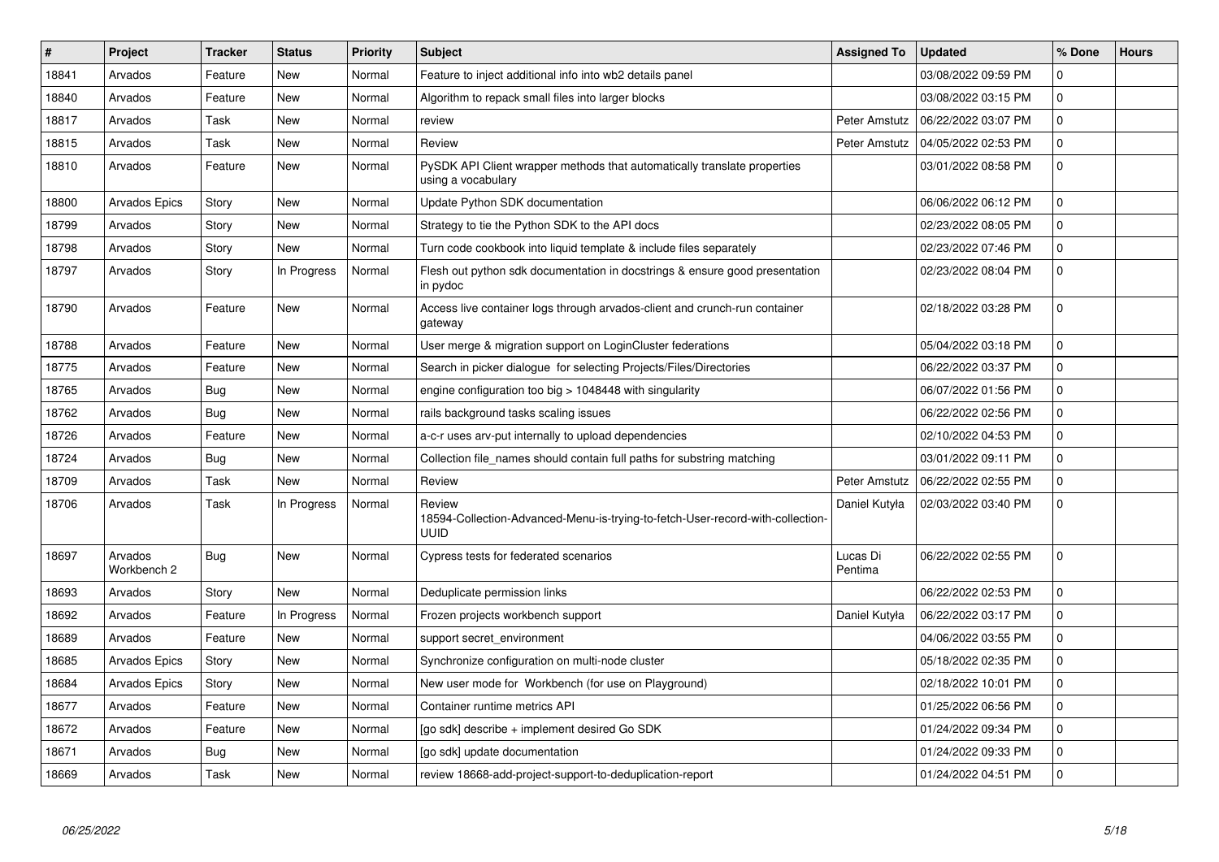| # | Project | Tracker | Status | Priority | Subject | Assigned To | Updated | % Done | Hours |
|---|---|---|---|---|---|---|---|---|---|
| 18841 | Arvados | Feature | New | Normal | Feature to inject additional info into wb2 details panel | | 03/08/2022 09:59 PM | 0 | |
| 18840 | Arvados | Feature | New | Normal | Algorithm to repack small files into larger blocks | | 03/08/2022 03:15 PM | 0 | |
| 18817 | Arvados | Task | New | Normal | review | Peter Amstutz | 06/22/2022 03:07 PM | 0 | |
| 18815 | Arvados | Task | New | Normal | Review | Peter Amstutz | 04/05/2022 02:53 PM | 0 | |
| 18810 | Arvados | Feature | New | Normal | PySDK API Client wrapper methods that automatically translate properties using a vocabulary | | 03/01/2022 08:58 PM | 0 | |
| 18800 | Arvados Epics | Story | New | Normal | Update Python SDK documentation | | 06/06/2022 06:12 PM | 0 | |
| 18799 | Arvados | Story | New | Normal | Strategy to tie the Python SDK to the API docs | | 02/23/2022 08:05 PM | 0 | |
| 18798 | Arvados | Story | New | Normal | Turn code cookbook into liquid template & include files separately | | 02/23/2022 07:46 PM | 0 | |
| 18797 | Arvados | Story | In Progress | Normal | Flesh out python sdk documentation in docstrings & ensure good presentation in pydoc | | 02/23/2022 08:04 PM | 0 | |
| 18790 | Arvados | Feature | New | Normal | Access live container logs through arvados-client and crunch-run container gateway | | 02/18/2022 03:28 PM | 0 | |
| 18788 | Arvados | Feature | New | Normal | User merge & migration support on LoginCluster federations | | 05/04/2022 03:18 PM | 0 | |
| 18775 | Arvados | Feature | New | Normal | Search in picker dialogue for selecting Projects/Files/Directories | | 06/22/2022 03:37 PM | 0 | |
| 18765 | Arvados | Bug | New | Normal | engine configuration too big > 1048448 with singularity | | 06/07/2022 01:56 PM | 0 | |
| 18762 | Arvados | Bug | New | Normal | rails background tasks scaling issues | | 06/22/2022 02:56 PM | 0 | |
| 18726 | Arvados | Feature | New | Normal | a-c-r uses arv-put internally to upload dependencies | | 02/10/2022 04:53 PM | 0 | |
| 18724 | Arvados | Bug | New | Normal | Collection file_names should contain full paths for substring matching | | 03/01/2022 09:11 PM | 0 | |
| 18709 | Arvados | Task | New | Normal | Review | Peter Amstutz | 06/22/2022 02:55 PM | 0 | |
| 18706 | Arvados | Task | In Progress | Normal | Review 18594-Collection-Advanced-Menu-is-trying-to-fetch-User-record-with-collection-UUID | Daniel Kutyła | 02/03/2022 03:40 PM | 0 | |
| 18697 | Arvados Workbench 2 | Bug | New | Normal | Cypress tests for federated scenarios | Lucas Di Pentima | 06/22/2022 02:55 PM | 0 | |
| 18693 | Arvados | Story | New | Normal | Deduplicate permission links | | 06/22/2022 02:53 PM | 0 | |
| 18692 | Arvados | Feature | In Progress | Normal | Frozen projects workbench support | Daniel Kutyła | 06/22/2022 03:17 PM | 0 | |
| 18689 | Arvados | Feature | New | Normal | support secret_environment | | 04/06/2022 03:55 PM | 0 | |
| 18685 | Arvados Epics | Story | New | Normal | Synchronize configuration on multi-node cluster | | 05/18/2022 02:35 PM | 0 | |
| 18684 | Arvados Epics | Story | New | Normal | New user mode for Workbench (for use on Playground) | | 02/18/2022 10:01 PM | 0 | |
| 18677 | Arvados | Feature | New | Normal | Container runtime metrics API | | 01/25/2022 06:56 PM | 0 | |
| 18672 | Arvados | Feature | New | Normal | [go sdk] describe + implement desired Go SDK | | 01/24/2022 09:34 PM | 0 | |
| 18671 | Arvados | Bug | New | Normal | [go sdk] update documentation | | 01/24/2022 09:33 PM | 0 | |
| 18669 | Arvados | Task | New | Normal | review 18668-add-project-support-to-deduplication-report | | 01/24/2022 04:51 PM | 0 | |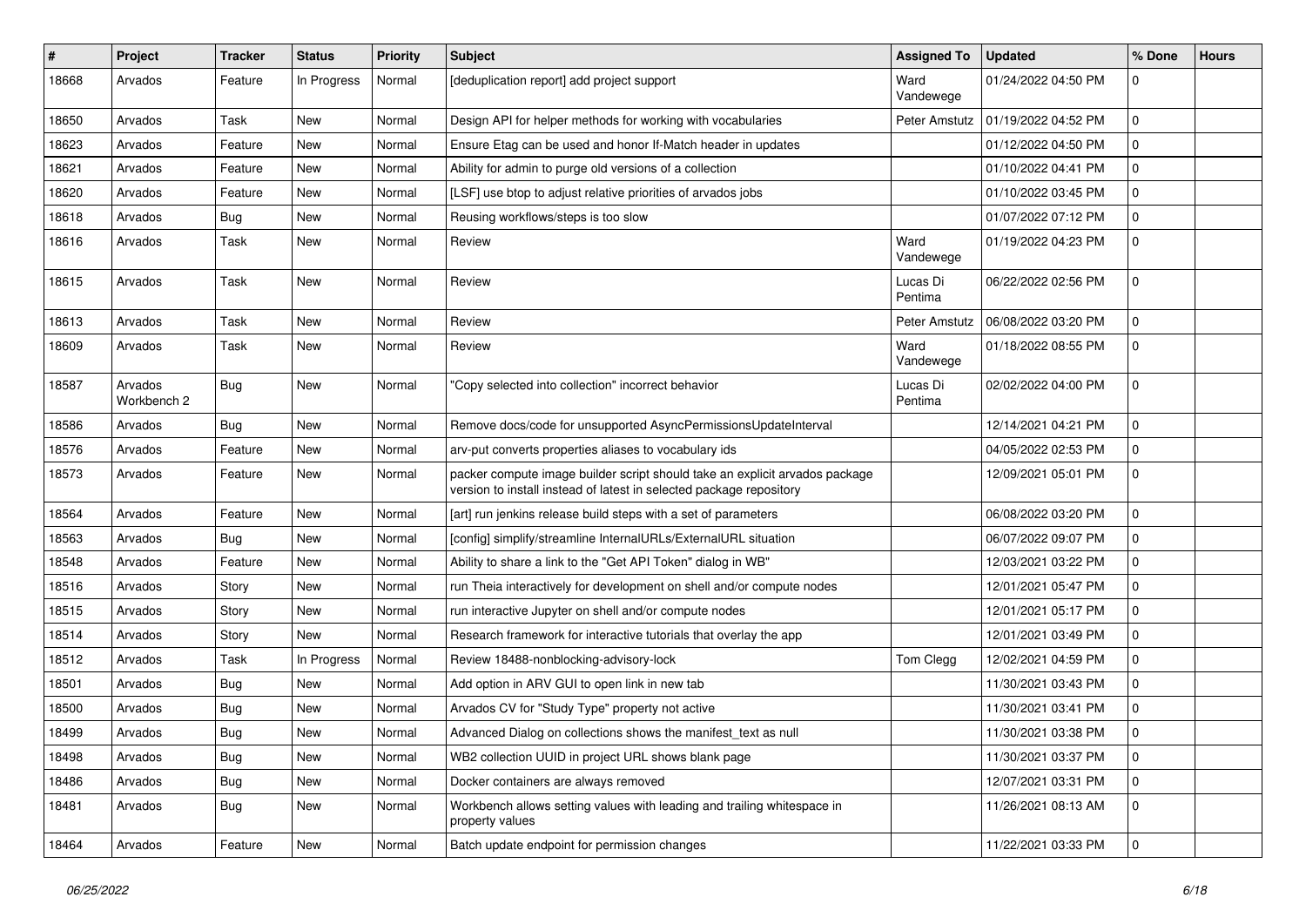| # | Project | Tracker | Status | Priority | Subject | Assigned To | Updated | % Done | Hours |
|---|---|---|---|---|---|---|---|---|---|
| 18668 | Arvados | Feature | In Progress | Normal | [deduplication report] add project support | Ward Vandewege | 01/24/2022 04:50 PM | 0 | |
| 18650 | Arvados | Task | New | Normal | Design API for helper methods for working with vocabularies | Peter Amstutz | 01/19/2022 04:52 PM | 0 | |
| 18623 | Arvados | Feature | New | Normal | Ensure Etag can be used and honor If-Match header in updates | | 01/12/2022 04:50 PM | 0 | |
| 18621 | Arvados | Feature | New | Normal | Ability for admin to purge old versions of a collection | | 01/10/2022 04:41 PM | 0 | |
| 18620 | Arvados | Feature | New | Normal | [LSF] use btop to adjust relative priorities of arvados jobs | | 01/10/2022 03:45 PM | 0 | |
| 18618 | Arvados | Bug | New | Normal | Reusing workflows/steps is too slow | | 01/07/2022 07:12 PM | 0 | |
| 18616 | Arvados | Task | New | Normal | Review | Ward Vandewege | 01/19/2022 04:23 PM | 0 | |
| 18615 | Arvados | Task | New | Normal | Review | Lucas Di Pentima | 06/22/2022 02:56 PM | 0 | |
| 18613 | Arvados | Task | New | Normal | Review | Peter Amstutz | 06/08/2022 03:20 PM | 0 | |
| 18609 | Arvados | Task | New | Normal | Review | Ward Vandewege | 01/18/2022 08:55 PM | 0 | |
| 18587 | Arvados Workbench 2 | Bug | New | Normal | "Copy selected into collection" incorrect behavior | Lucas Di Pentima | 02/02/2022 04:00 PM | 0 | |
| 18586 | Arvados | Bug | New | Normal | Remove docs/code for unsupported AsyncPermissionsUpdateInterval | | 12/14/2021 04:21 PM | 0 | |
| 18576 | Arvados | Feature | New | Normal | arv-put converts properties aliases to vocabulary ids | | 04/05/2022 02:53 PM | 0 | |
| 18573 | Arvados | Feature | New | Normal | packer compute image builder script should take an explicit arvados package version to install instead of latest in selected package repository | | 12/09/2021 05:01 PM | 0 | |
| 18564 | Arvados | Feature | New | Normal | [art] run jenkins release build steps with a set of parameters | | 06/08/2022 03:20 PM | 0 | |
| 18563 | Arvados | Bug | New | Normal | [config] simplify/streamline InternalURLs/ExternalURL situation | | 06/07/2022 09:07 PM | 0 | |
| 18548 | Arvados | Feature | New | Normal | Ability to share a link to the "Get API Token" dialog in WB" | | 12/03/2021 03:22 PM | 0 | |
| 18516 | Arvados | Story | New | Normal | run Theia interactively for development on shell and/or compute nodes | | 12/01/2021 05:47 PM | 0 | |
| 18515 | Arvados | Story | New | Normal | run interactive Jupyter on shell and/or compute nodes | | 12/01/2021 05:17 PM | 0 | |
| 18514 | Arvados | Story | New | Normal | Research framework for interactive tutorials that overlay the app | | 12/01/2021 03:49 PM | 0 | |
| 18512 | Arvados | Task | In Progress | Normal | Review 18488-nonblocking-advisory-lock | Tom Clegg | 12/02/2021 04:59 PM | 0 | |
| 18501 | Arvados | Bug | New | Normal | Add option in ARV GUI to open link in new tab | | 11/30/2021 03:43 PM | 0 | |
| 18500 | Arvados | Bug | New | Normal | Arvados CV for "Study Type" property not active | | 11/30/2021 03:41 PM | 0 | |
| 18499 | Arvados | Bug | New | Normal | Advanced Dialog on collections shows the manifest_text as null | | 11/30/2021 03:38 PM | 0 | |
| 18498 | Arvados | Bug | New | Normal | WB2 collection UUID in project URL shows blank page | | 11/30/2021 03:37 PM | 0 | |
| 18486 | Arvados | Bug | New | Normal | Docker containers are always removed | | 12/07/2021 03:31 PM | 0 | |
| 18481 | Arvados | Bug | New | Normal | Workbench allows setting values with leading and trailing whitespace in property values | | 11/26/2021 08:13 AM | 0 | |
| 18464 | Arvados | Feature | New | Normal | Batch update endpoint for permission changes | | 11/22/2021 03:33 PM | 0 | |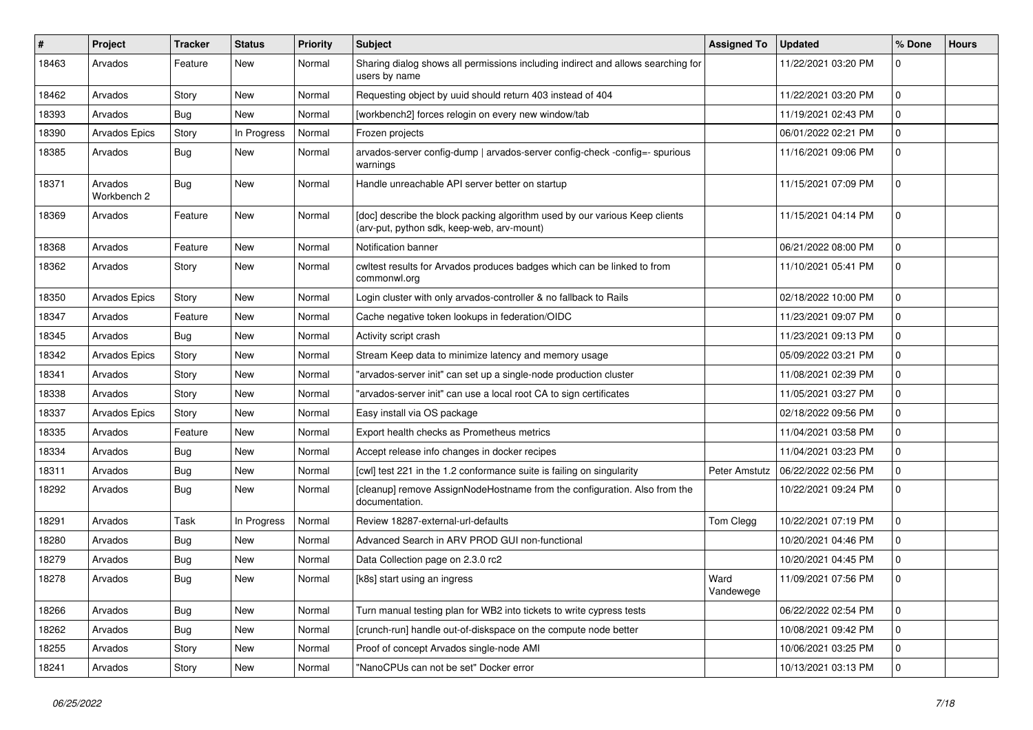| # | Project | Tracker | Status | Priority | Subject | Assigned To | Updated | % Done | Hours |
|---|---|---|---|---|---|---|---|---|---|
| 18463 | Arvados | Feature | New | Normal | Sharing dialog shows all permissions including indirect and allows searching for users by name | | 11/22/2021 03:20 PM | 0 | |
| 18462 | Arvados | Story | New | Normal | Requesting object by uuid should return 403 instead of 404 | | 11/22/2021 03:20 PM | 0 | |
| 18393 | Arvados | Bug | New | Normal | [workbench2] forces relogin on every new window/tab | | 11/19/2021 02:43 PM | 0 | |
| 18390 | Arvados Epics | Story | In Progress | Normal | Frozen projects | | 06/01/2022 02:21 PM | 0 | |
| 18385 | Arvados | Bug | New | Normal | arvados-server config-dump \| arvados-server config-check -config=- spurious warnings | | 11/16/2021 09:06 PM | 0 | |
| 18371 | Arvados Workbench 2 | Bug | New | Normal | Handle unreachable API server better on startup | | 11/15/2021 07:09 PM | 0 | |
| 18369 | Arvados | Feature | New | Normal | [doc] describe the block packing algorithm used by our various Keep clients (arv-put, python sdk, keep-web, arv-mount) | | 11/15/2021 04:14 PM | 0 | |
| 18368 | Arvados | Feature | New | Normal | Notification banner | | 06/21/2022 08:00 PM | 0 | |
| 18362 | Arvados | Story | New | Normal | cwltest results for Arvados produces badges which can be linked to from commonwl.org | | 11/10/2021 05:41 PM | 0 | |
| 18350 | Arvados Epics | Story | New | Normal | Login cluster with only arvados-controller & no fallback to Rails | | 02/18/2022 10:00 PM | 0 | |
| 18347 | Arvados | Feature | New | Normal | Cache negative token lookups in federation/OIDC | | 11/23/2021 09:07 PM | 0 | |
| 18345 | Arvados | Bug | New | Normal | Activity script crash | | 11/23/2021 09:13 PM | 0 | |
| 18342 | Arvados Epics | Story | New | Normal | Stream Keep data to minimize latency and memory usage | | 05/09/2022 03:21 PM | 0 | |
| 18341 | Arvados | Story | New | Normal | "arvados-server init" can set up a single-node production cluster | | 11/08/2021 02:39 PM | 0 | |
| 18338 | Arvados | Story | New | Normal | "arvados-server init" can use a local root CA to sign certificates | | 11/05/2021 03:27 PM | 0 | |
| 18337 | Arvados Epics | Story | New | Normal | Easy install via OS package | | 02/18/2022 09:56 PM | 0 | |
| 18335 | Arvados | Feature | New | Normal | Export health checks as Prometheus metrics | | 11/04/2021 03:58 PM | 0 | |
| 18334 | Arvados | Bug | New | Normal | Accept release info changes in docker recipes | | 11/04/2021 03:23 PM | 0 | |
| 18311 | Arvados | Bug | New | Normal | [cwl] test 221 in the 1.2 conformance suite is failing on singularity | Peter Amstutz | 06/22/2022 02:56 PM | 0 | |
| 18292 | Arvados | Bug | New | Normal | [cleanup] remove AssignNodeHostname from the configuration. Also from the documentation. | | 10/22/2021 09:24 PM | 0 | |
| 18291 | Arvados | Task | In Progress | Normal | Review 18287-external-url-defaults | Tom Clegg | 10/22/2021 07:19 PM | 0 | |
| 18280 | Arvados | Bug | New | Normal | Advanced Search in ARV PROD GUI non-functional | | 10/20/2021 04:46 PM | 0 | |
| 18279 | Arvados | Bug | New | Normal | Data Collection page on 2.3.0 rc2 | | 10/20/2021 04:45 PM | 0 | |
| 18278 | Arvados | Bug | New | Normal | [k8s] start using an ingress | Ward Vandewege | 11/09/2021 07:56 PM | 0 | |
| 18266 | Arvados | Bug | New | Normal | Turn manual testing plan for WB2 into tickets to write cypress tests | | 06/22/2022 02:54 PM | 0 | |
| 18262 | Arvados | Bug | New | Normal | [crunch-run] handle out-of-diskspace on the compute node better | | 10/08/2021 09:42 PM | 0 | |
| 18255 | Arvados | Story | New | Normal | Proof of concept Arvados single-node AMI | | 10/06/2021 03:25 PM | 0 | |
| 18241 | Arvados | Story | New | Normal | "NanoCPUs can not be set" Docker error | | 10/13/2021 03:13 PM | 0 | |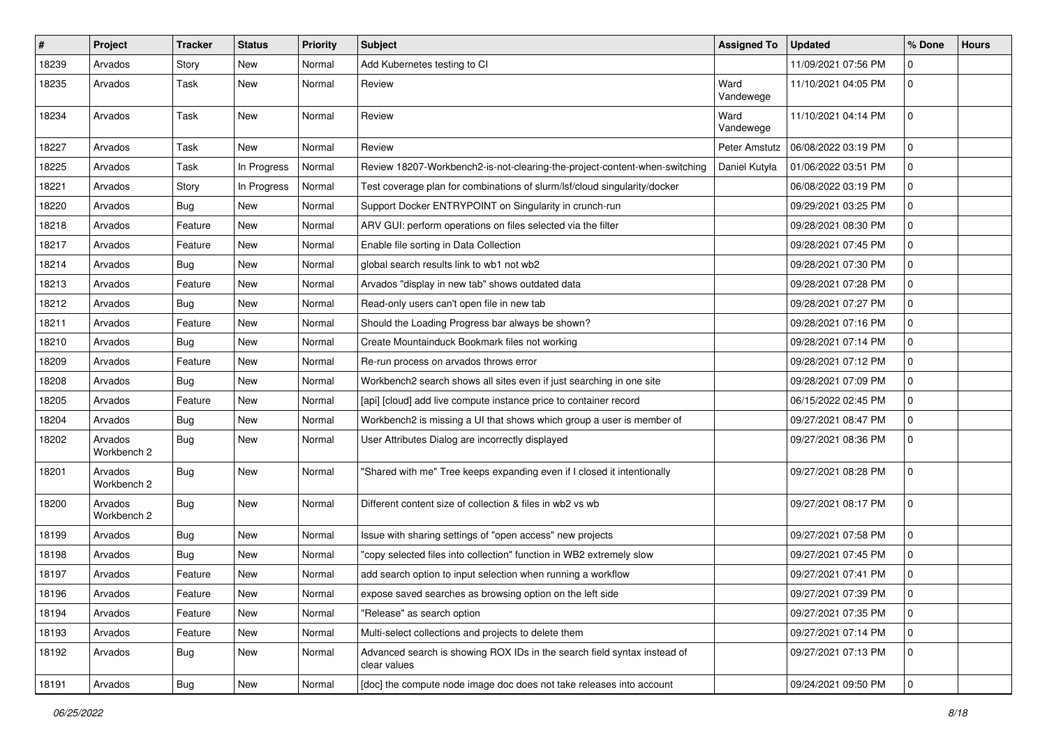| # | Project | Tracker | Status | Priority | Subject | Assigned To | Updated | % Done | Hours |
|---|---|---|---|---|---|---|---|---|---|
| 18239 | Arvados | Story | New | Normal | Add Kubernetes testing to CI | | 11/09/2021 07:56 PM | 0 | |
| 18235 | Arvados | Task | New | Normal | Review | Ward Vandewege | 11/10/2021 04:05 PM | 0 | |
| 18234 | Arvados | Task | New | Normal | Review | Ward Vandewege | 11/10/2021 04:14 PM | 0 | |
| 18227 | Arvados | Task | New | Normal | Review | Peter Amstutz | 06/08/2022 03:19 PM | 0 | |
| 18225 | Arvados | Task | In Progress | Normal | Review 18207-Workbench2-is-not-clearing-the-project-content-when-switching | Daniel Kutyła | 01/06/2022 03:51 PM | 0 | |
| 18221 | Arvados | Story | In Progress | Normal | Test coverage plan for combinations of slurm/lsf/cloud singularity/docker | | 06/08/2022 03:19 PM | 0 | |
| 18220 | Arvados | Bug | New | Normal | Support Docker ENTRYPOINT on Singularity in crunch-run | | 09/29/2021 03:25 PM | 0 | |
| 18218 | Arvados | Feature | New | Normal | ARV GUI: perform operations on files selected via the filter | | 09/28/2021 08:30 PM | 0 | |
| 18217 | Arvados | Feature | New | Normal | Enable file sorting in Data Collection | | 09/28/2021 07:45 PM | 0 | |
| 18214 | Arvados | Bug | New | Normal | global search results link to wb1 not wb2 | | 09/28/2021 07:30 PM | 0 | |
| 18213 | Arvados | Feature | New | Normal | Arvados "display in new tab" shows outdated data | | 09/28/2021 07:28 PM | 0 | |
| 18212 | Arvados | Bug | New | Normal | Read-only users can't open file in new tab | | 09/28/2021 07:27 PM | 0 | |
| 18211 | Arvados | Feature | New | Normal | Should the Loading Progress bar always be shown? | | 09/28/2021 07:16 PM | 0 | |
| 18210 | Arvados | Bug | New | Normal | Create Mountainduck Bookmark files not working | | 09/28/2021 07:14 PM | 0 | |
| 18209 | Arvados | Feature | New | Normal | Re-run process on arvados throws error | | 09/28/2021 07:12 PM | 0 | |
| 18208 | Arvados | Bug | New | Normal | Workbench2 search shows all sites even if just searching in one site | | 09/28/2021 07:09 PM | 0 | |
| 18205 | Arvados | Feature | New | Normal | [api] [cloud] add live compute instance price to container record | | 06/15/2022 02:45 PM | 0 | |
| 18204 | Arvados | Bug | New | Normal | Workbench2 is missing a UI that shows which group a user is member of | | 09/27/2021 08:47 PM | 0 | |
| 18202 | Arvados Workbench 2 | Bug | New | Normal | User Attributes Dialog are incorrectly displayed | | 09/27/2021 08:36 PM | 0 | |
| 18201 | Arvados Workbench 2 | Bug | New | Normal | "Shared with me" Tree keeps expanding even if I closed it intentionally | | 09/27/2021 08:28 PM | 0 | |
| 18200 | Arvados Workbench 2 | Bug | New | Normal | Different content size of collection & files in wb2 vs wb | | 09/27/2021 08:17 PM | 0 | |
| 18199 | Arvados | Bug | New | Normal | Issue with sharing settings of "open access" new projects | | 09/27/2021 07:58 PM | 0 | |
| 18198 | Arvados | Bug | New | Normal | "copy selected files into collection" function in WB2 extremely slow | | 09/27/2021 07:45 PM | 0 | |
| 18197 | Arvados | Feature | New | Normal | add search option to input selection when running a workflow | | 09/27/2021 07:41 PM | 0 | |
| 18196 | Arvados | Feature | New | Normal | expose saved searches as browsing option on the left side | | 09/27/2021 07:39 PM | 0 | |
| 18194 | Arvados | Feature | New | Normal | "Release" as search option | | 09/27/2021 07:35 PM | 0 | |
| 18193 | Arvados | Feature | New | Normal | Multi-select collections and projects to delete them | | 09/27/2021 07:14 PM | 0 | |
| 18192 | Arvados | Bug | New | Normal | Advanced search is showing ROX IDs in the search field syntax instead of clear values | | 09/27/2021 07:13 PM | 0 | |
| 18191 | Arvados | Bug | New | Normal | [doc] the compute node image doc does not take releases into account | | 09/24/2021 09:50 PM | 0 | |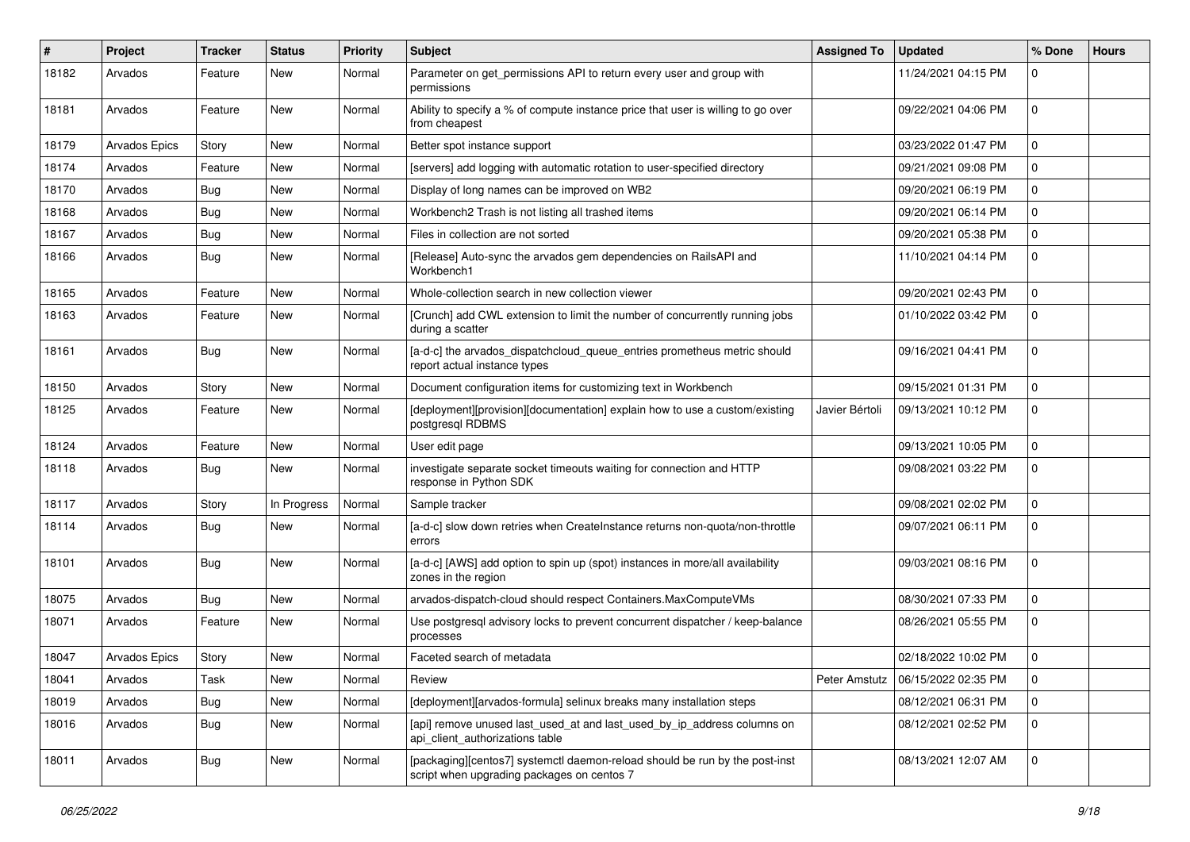| # | Project | Tracker | Status | Priority | Subject | Assigned To | Updated | % Done | Hours |
|---|---|---|---|---|---|---|---|---|---|
| 18182 | Arvados | Feature | New | Normal | Parameter on get_permissions API to return every user and group with permissions | | 11/24/2021 04:15 PM | 0 | |
| 18181 | Arvados | Feature | New | Normal | Ability to specify a % of compute instance price that user is willing to go over from cheapest | | 09/22/2021 04:06 PM | 0 | |
| 18179 | Arvados Epics | Story | New | Normal | Better spot instance support | | 03/23/2022 01:47 PM | 0 | |
| 18174 | Arvados | Feature | New | Normal | [servers] add logging with automatic rotation to user-specified directory | | 09/21/2021 09:08 PM | 0 | |
| 18170 | Arvados | Bug | New | Normal | Display of long names can be improved on WB2 | | 09/20/2021 06:19 PM | 0 | |
| 18168 | Arvados | Bug | New | Normal | Workbench2 Trash is not listing all trashed items | | 09/20/2021 06:14 PM | 0 | |
| 18167 | Arvados | Bug | New | Normal | Files in collection are not sorted | | 09/20/2021 05:38 PM | 0 | |
| 18166 | Arvados | Bug | New | Normal | [Release] Auto-sync the arvados gem dependencies on RailsAPI and Workbench1 | | 11/10/2021 04:14 PM | 0 | |
| 18165 | Arvados | Feature | New | Normal | Whole-collection search in new collection viewer | | 09/20/2021 02:43 PM | 0 | |
| 18163 | Arvados | Feature | New | Normal | [Crunch] add CWL extension to limit the number of concurrently running jobs during a scatter | | 01/10/2022 03:42 PM | 0 | |
| 18161 | Arvados | Bug | New | Normal | [a-d-c] the arvados_dispatchcloud_queue_entries prometheus metric should report actual instance types | | 09/16/2021 04:41 PM | 0 | |
| 18150 | Arvados | Story | New | Normal | Document configuration items for customizing text in Workbench | | 09/15/2021 01:31 PM | 0 | |
| 18125 | Arvados | Feature | New | Normal | [deployment][provision][documentation] explain how to use a custom/existing postgresql RDBMS | Javier Bértoli | 09/13/2021 10:12 PM | 0 | |
| 18124 | Arvados | Feature | New | Normal | User edit page | | 09/13/2021 10:05 PM | 0 | |
| 18118 | Arvados | Bug | New | Normal | investigate separate socket timeouts waiting for connection and HTTP response in Python SDK | | 09/08/2021 03:22 PM | 0 | |
| 18117 | Arvados | Story | In Progress | Normal | Sample tracker | | 09/08/2021 02:02 PM | 0 | |
| 18114 | Arvados | Bug | New | Normal | [a-d-c] slow down retries when CreateInstance returns non-quota/non-throttle errors | | 09/07/2021 06:11 PM | 0 | |
| 18101 | Arvados | Bug | New | Normal | [a-d-c] [AWS] add option to spin up (spot) instances in more/all availability zones in the region | | 09/03/2021 08:16 PM | 0 | |
| 18075 | Arvados | Bug | New | Normal | arvados-dispatch-cloud should respect Containers.MaxComputeVMs | | 08/30/2021 07:33 PM | 0 | |
| 18071 | Arvados | Feature | New | Normal | Use postgresql advisory locks to prevent concurrent dispatcher / keep-balance processes | | 08/26/2021 05:55 PM | 0 | |
| 18047 | Arvados Epics | Story | New | Normal | Faceted search of metadata | | 02/18/2022 10:02 PM | 0 | |
| 18041 | Arvados | Task | New | Normal | Review | Peter Amstutz | 06/15/2022 02:35 PM | 0 | |
| 18019 | Arvados | Bug | New | Normal | [deployment][arvados-formula] selinux breaks many installation steps | | 08/12/2021 06:31 PM | 0 | |
| 18016 | Arvados | Bug | New | Normal | [api] remove unused last_used_at and last_used_by_ip_address columns on api_client_authorizations table | | 08/12/2021 02:52 PM | 0 | |
| 18011 | Arvados | Bug | New | Normal | [packaging][centos7] systemctl daemon-reload should be run by the post-inst script when upgrading packages on centos 7 | | 08/13/2021 12:07 AM | 0 | |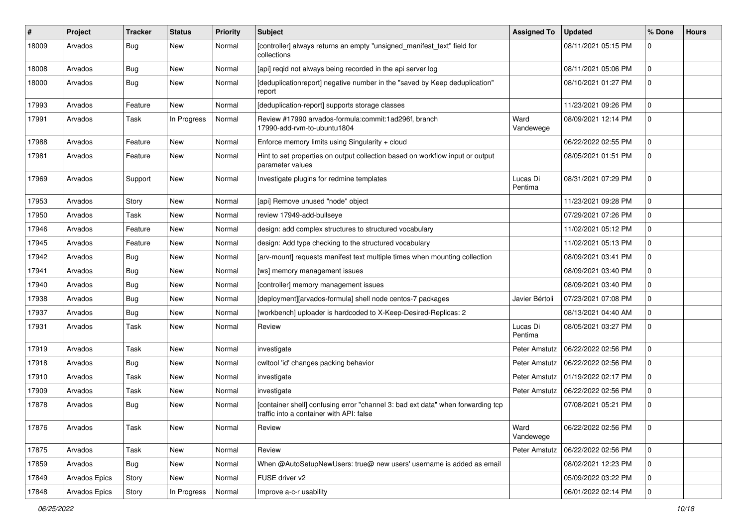| # | Project | Tracker | Status | Priority | Subject | Assigned To | Updated | % Done | Hours |
|---|---|---|---|---|---|---|---|---|---|
| 18009 | Arvados | Bug | New | Normal | [controller] always returns an empty "unsigned_manifest_text" field for collections | | 08/11/2021 05:15 PM | 0 | |
| 18008 | Arvados | Bug | New | Normal | [api] reqid not always being recorded in the api server log | | 08/11/2021 05:06 PM | 0 | |
| 18000 | Arvados | Bug | New | Normal | [deduplicationreport] negative number in the "saved by Keep deduplication" report | | 08/10/2021 01:27 PM | 0 | |
| 17993 | Arvados | Feature | New | Normal | [deduplication-report] supports storage classes | | 11/23/2021 09:26 PM | 0 | |
| 17991 | Arvados | Task | In Progress | Normal | Review #17990 arvados-formula:commit:1ad296f, branch 17990-add-rvm-to-ubuntu1804 | Ward Vandewege | 08/09/2021 12:14 PM | 0 | |
| 17988 | Arvados | Feature | New | Normal | Enforce memory limits using Singularity + cloud | | 06/22/2022 02:55 PM | 0 | |
| 17981 | Arvados | Feature | New | Normal | Hint to set properties on output collection based on workflow input or output parameter values | | 08/05/2021 01:51 PM | 0 | |
| 17969 | Arvados | Support | New | Normal | Investigate plugins for redmine templates | Lucas Di Pentima | 08/31/2021 07:29 PM | 0 | |
| 17953 | Arvados | Story | New | Normal | [api] Remove unused "node" object | | 11/23/2021 09:28 PM | 0 | |
| 17950 | Arvados | Task | New | Normal | review 17949-add-bullseye | | 07/29/2021 07:26 PM | 0 | |
| 17946 | Arvados | Feature | New | Normal | design: add complex structures to structured vocabulary | | 11/02/2021 05:12 PM | 0 | |
| 17945 | Arvados | Feature | New | Normal | design: Add type checking to the structured vocabulary | | 11/02/2021 05:13 PM | 0 | |
| 17942 | Arvados | Bug | New | Normal | [arv-mount] requests manifest text multiple times when mounting collection | | 08/09/2021 03:41 PM | 0 | |
| 17941 | Arvados | Bug | New | Normal | [ws] memory management issues | | 08/09/2021 03:40 PM | 0 | |
| 17940 | Arvados | Bug | New | Normal | [controller] memory management issues | | 08/09/2021 03:40 PM | 0 | |
| 17938 | Arvados | Bug | New | Normal | [deployment][arvados-formula] shell node centos-7 packages | Javier Bértoli | 07/23/2021 07:08 PM | 0 | |
| 17937 | Arvados | Bug | New | Normal | [workbench] uploader is hardcoded to X-Keep-Desired-Replicas: 2 | | 08/13/2021 04:40 AM | 0 | |
| 17931 | Arvados | Task | New | Normal | Review | Lucas Di Pentima | 08/05/2021 03:27 PM | 0 | |
| 17919 | Arvados | Task | New | Normal | investigate | Peter Amstutz | 06/22/2022 02:56 PM | 0 | |
| 17918 | Arvados | Bug | New | Normal | cwltool 'id' changes packing behavior | Peter Amstutz | 06/22/2022 02:56 PM | 0 | |
| 17910 | Arvados | Task | New | Normal | investigate | Peter Amstutz | 01/19/2022 02:17 PM | 0 | |
| 17909 | Arvados | Task | New | Normal | investigate | Peter Amstutz | 06/22/2022 02:56 PM | 0 | |
| 17878 | Arvados | Bug | New | Normal | [container shell] confusing error "channel 3: bad ext data" when forwarding tcp traffic into a container with API: false | | 07/08/2021 05:21 PM | 0 | |
| 17876 | Arvados | Task | New | Normal | Review | Ward Vandewege | 06/22/2022 02:56 PM | 0 | |
| 17875 | Arvados | Task | New | Normal | Review | Peter Amstutz | 06/22/2022 02:56 PM | 0 | |
| 17859 | Arvados | Bug | New | Normal | When @AutoSetupNewUsers: true@ new users' username is added as email | | 08/02/2021 12:23 PM | 0 | |
| 17849 | Arvados Epics | Story | New | Normal | FUSE driver v2 | | 05/09/2022 03:22 PM | 0 | |
| 17848 | Arvados Epics | Story | In Progress | Normal | Improve a-c-r usability | | 06/01/2022 02:14 PM | 0 | |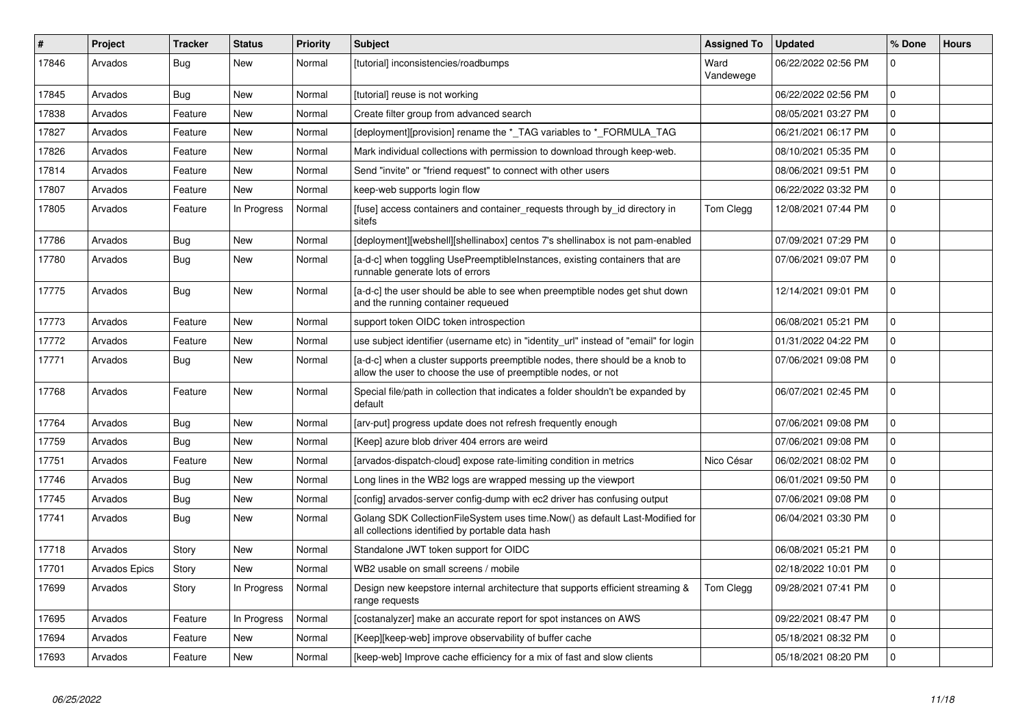| # | Project | Tracker | Status | Priority | Subject | Assigned To | Updated | % Done | Hours |
|---|---|---|---|---|---|---|---|---|---|
| 17846 | Arvados | Bug | New | Normal | [tutorial] inconsistencies/roadbumps | Ward Vandewege | 06/22/2022 02:56 PM | 0 | |
| 17845 | Arvados | Bug | New | Normal | [tutorial] reuse is not working | | 06/22/2022 02:56 PM | 0 | |
| 17838 | Arvados | Feature | New | Normal | Create filter group from advanced search | | 08/05/2021 03:27 PM | 0 | |
| 17827 | Arvados | Feature | New | Normal | [deployment][provision] rename the *_TAG variables to *_FORMULA_TAG | | 06/21/2021 06:17 PM | 0 | |
| 17826 | Arvados | Feature | New | Normal | Mark individual collections with permission to download through keep-web. | | 08/10/2021 05:35 PM | 0 | |
| 17814 | Arvados | Feature | New | Normal | Send "invite" or "friend request" to connect with other users | | 08/06/2021 09:51 PM | 0 | |
| 17807 | Arvados | Feature | New | Normal | keep-web supports login flow | | 06/22/2022 03:32 PM | 0 | |
| 17805 | Arvados | Feature | In Progress | Normal | [fuse] access containers and container_requests through by_id directory in sitefs | Tom Clegg | 12/08/2021 07:44 PM | 0 | |
| 17786 | Arvados | Bug | New | Normal | [deployment][webshell][shellinabox] centos 7's shellinabox is not pam-enabled | | 07/09/2021 07:29 PM | 0 | |
| 17780 | Arvados | Bug | New | Normal | [a-d-c] when toggling UsePreemptibleInstances, existing containers that are runnable generate lots of errors | | 07/06/2021 09:07 PM | 0 | |
| 17775 | Arvados | Bug | New | Normal | [a-d-c] the user should be able to see when preemptible nodes get shut down and the running container requeued | | 12/14/2021 09:01 PM | 0 | |
| 17773 | Arvados | Feature | New | Normal | support token OIDC token introspection | | 06/08/2021 05:21 PM | 0 | |
| 17772 | Arvados | Feature | New | Normal | use subject identifier (username etc) in "identity_url" instead of "email" for login | | 01/31/2022 04:22 PM | 0 | |
| 17771 | Arvados | Bug | New | Normal | [a-d-c] when a cluster supports preemptible nodes, there should be a knob to allow the user to choose the use of preemptible nodes, or not | | 07/06/2021 09:08 PM | 0 | |
| 17768 | Arvados | Feature | New | Normal | Special file/path in collection that indicates a folder shouldn't be expanded by default | | 06/07/2021 02:45 PM | 0 | |
| 17764 | Arvados | Bug | New | Normal | [arv-put] progress update does not refresh frequently enough | | 07/06/2021 09:08 PM | 0 | |
| 17759 | Arvados | Bug | New | Normal | [Keep] azure blob driver 404 errors are weird | | 07/06/2021 09:08 PM | 0 | |
| 17751 | Arvados | Feature | New | Normal | [arvados-dispatch-cloud] expose rate-limiting condition in metrics | Nico César | 06/02/2021 08:02 PM | 0 | |
| 17746 | Arvados | Bug | New | Normal | Long lines in the WB2 logs are wrapped messing up the viewport | | 06/01/2021 09:50 PM | 0 | |
| 17745 | Arvados | Bug | New | Normal | [config] arvados-server config-dump with ec2 driver has confusing output | | 07/06/2021 09:08 PM | 0 | |
| 17741 | Arvados | Bug | New | Normal | Golang SDK CollectionFileSystem uses time.Now() as default Last-Modified for all collections identified by portable data hash | | 06/04/2021 03:30 PM | 0 | |
| 17718 | Arvados | Story | New | Normal | Standalone JWT token support for OIDC | | 06/08/2021 05:21 PM | 0 | |
| 17701 | Arvados Epics | Story | New | Normal | WB2 usable on small screens / mobile | | 02/18/2022 10:01 PM | 0 | |
| 17699 | Arvados | Story | In Progress | Normal | Design new keepstore internal architecture that supports efficient streaming & range requests | Tom Clegg | 09/28/2021 07:41 PM | 0 | |
| 17695 | Arvados | Feature | In Progress | Normal | [costanalyzer] make an accurate report for spot instances on AWS | | 09/22/2021 08:47 PM | 0 | |
| 17694 | Arvados | Feature | New | Normal | [Keep][keep-web] improve observability of buffer cache | | 05/18/2021 08:32 PM | 0 | |
| 17693 | Arvados | Feature | New | Normal | [keep-web] Improve cache efficiency for a mix of fast and slow clients | | 05/18/2021 08:20 PM | 0 | |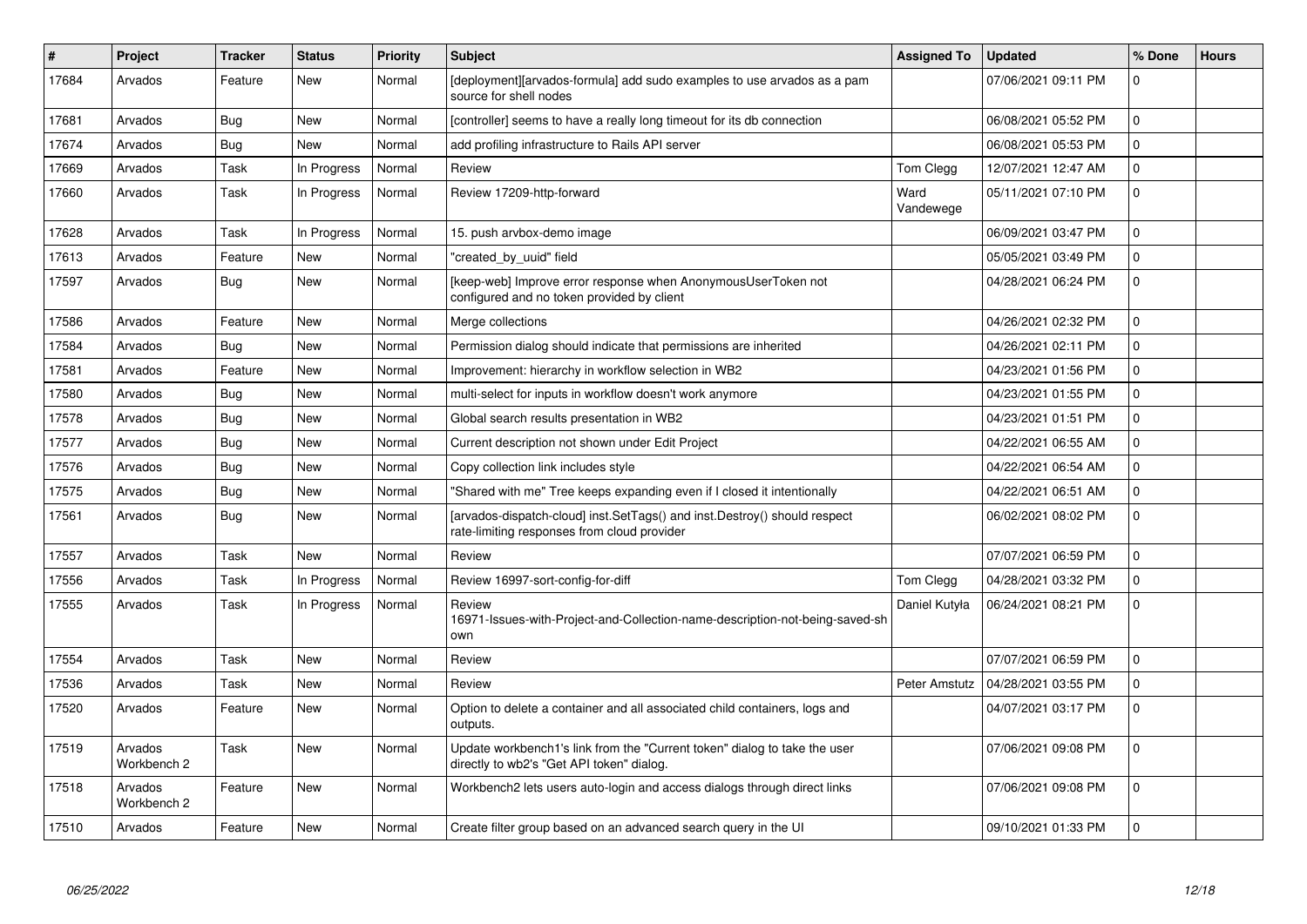| # | Project | Tracker | Status | Priority | Subject | Assigned To | Updated | % Done | Hours |
|---|---|---|---|---|---|---|---|---|---|
| 17684 | Arvados | Feature | New | Normal | [deployment][arvados-formula] add sudo examples to use arvados as a pam source for shell nodes | | 07/06/2021 09:11 PM | 0 | |
| 17681 | Arvados | Bug | New | Normal | [controller] seems to have a really long timeout for its db connection | | 06/08/2021 05:52 PM | 0 | |
| 17674 | Arvados | Bug | New | Normal | add profiling infrastructure to Rails API server | | 06/08/2021 05:53 PM | 0 | |
| 17669 | Arvados | Task | In Progress | Normal | Review | Tom Clegg | 12/07/2021 12:47 AM | 0 | |
| 17660 | Arvados | Task | In Progress | Normal | Review 17209-http-forward | Ward Vandewege | 05/11/2021 07:10 PM | 0 | |
| 17628 | Arvados | Task | In Progress | Normal | 15. push arvbox-demo image | | 06/09/2021 03:47 PM | 0 | |
| 17613 | Arvados | Feature | New | Normal | "created_by_uuid" field | | 05/05/2021 03:49 PM | 0 | |
| 17597 | Arvados | Bug | New | Normal | [keep-web] Improve error response when AnonymousUserToken not configured and no token provided by client | | 04/28/2021 06:24 PM | 0 | |
| 17586 | Arvados | Feature | New | Normal | Merge collections | | 04/26/2021 02:32 PM | 0 | |
| 17584 | Arvados | Bug | New | Normal | Permission dialog should indicate that permissions are inherited | | 04/26/2021 02:11 PM | 0 | |
| 17581 | Arvados | Feature | New | Normal | Improvement: hierarchy in workflow selection in WB2 | | 04/23/2021 01:56 PM | 0 | |
| 17580 | Arvados | Bug | New | Normal | multi-select for inputs in workflow doesn't work anymore | | 04/23/2021 01:55 PM | 0 | |
| 17578 | Arvados | Bug | New | Normal | Global search results presentation in WB2 | | 04/23/2021 01:51 PM | 0 | |
| 17577 | Arvados | Bug | New | Normal | Current description not shown under Edit Project | | 04/22/2021 06:55 AM | 0 | |
| 17576 | Arvados | Bug | New | Normal | Copy collection link includes style | | 04/22/2021 06:54 AM | 0 | |
| 17575 | Arvados | Bug | New | Normal | "Shared with me" Tree keeps expanding even if I closed it intentionally | | 04/22/2021 06:51 AM | 0 | |
| 17561 | Arvados | Bug | New | Normal | [arvados-dispatch-cloud] inst.SetTags() and inst.Destroy() should respect rate-limiting responses from cloud provider | | 06/02/2021 08:02 PM | 0 | |
| 17557 | Arvados | Task | New | Normal | Review | | 07/07/2021 06:59 PM | 0 | |
| 17556 | Arvados | Task | In Progress | Normal | Review 16997-sort-config-for-diff | Tom Clegg | 04/28/2021 03:32 PM | 0 | |
| 17555 | Arvados | Task | In Progress | Normal | Review 16971-Issues-with-Project-and-Collection-name-description-not-being-saved-shown | Daniel Kutyła | 06/24/2021 08:21 PM | 0 | |
| 17554 | Arvados | Task | New | Normal | Review | | 07/07/2021 06:59 PM | 0 | |
| 17536 | Arvados | Task | New | Normal | Review | Peter Amstutz | 04/28/2021 03:55 PM | 0 | |
| 17520 | Arvados | Feature | New | Normal | Option to delete a container and all associated child containers, logs and outputs. | | 04/07/2021 03:17 PM | 0 | |
| 17519 | Arvados Workbench 2 | Task | New | Normal | Update workbench1's link from the "Current token" dialog to take the user directly to wb2's "Get API token" dialog. | | 07/06/2021 09:08 PM | 0 | |
| 17518 | Arvados Workbench 2 | Feature | New | Normal | Workbench2 lets users auto-login and access dialogs through direct links | | 07/06/2021 09:08 PM | 0 | |
| 17510 | Arvados | Feature | New | Normal | Create filter group based on an advanced search query in the UI | | 09/10/2021 01:33 PM | 0 | |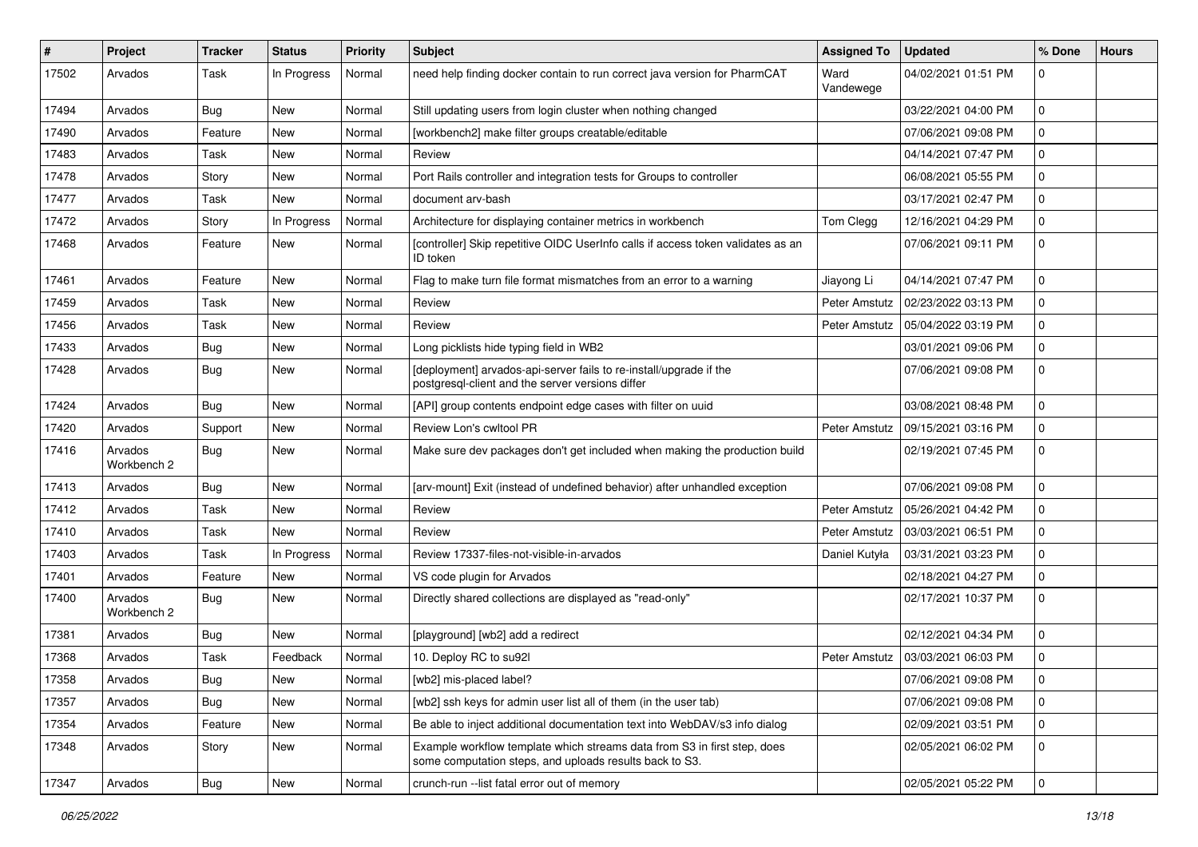| # | Project | Tracker | Status | Priority | Subject | Assigned To | Updated | % Done | Hours |
|---|---|---|---|---|---|---|---|---|---|
| 17502 | Arvados | Task | In Progress | Normal | need help finding docker contain to run correct java version for PharmCAT | Ward Vandewege | 04/02/2021 01:51 PM | 0 | |
| 17494 | Arvados | Bug | New | Normal | Still updating users from login cluster when nothing changed | | 03/22/2021 04:00 PM | 0 | |
| 17490 | Arvados | Feature | New | Normal | [workbench2] make filter groups creatable/editable | | 07/06/2021 09:08 PM | 0 | |
| 17483 | Arvados | Task | New | Normal | Review | | 04/14/2021 07:47 PM | 0 | |
| 17478 | Arvados | Story | New | Normal | Port Rails controller and integration tests for Groups to controller | | 06/08/2021 05:55 PM | 0 | |
| 17477 | Arvados | Task | New | Normal | document arv-bash | | 03/17/2021 02:47 PM | 0 | |
| 17472 | Arvados | Story | In Progress | Normal | Architecture for displaying container metrics in workbench | Tom Clegg | 12/16/2021 04:29 PM | 0 | |
| 17468 | Arvados | Feature | New | Normal | [controller] Skip repetitive OIDC UserInfo calls if access token validates as an ID token | | 07/06/2021 09:11 PM | 0 | |
| 17461 | Arvados | Feature | New | Normal | Flag to make turn file format mismatches from an error to a warning | Jiayong Li | 04/14/2021 07:47 PM | 0 | |
| 17459 | Arvados | Task | New | Normal | Review | Peter Amstutz | 02/23/2022 03:13 PM | 0 | |
| 17456 | Arvados | Task | New | Normal | Review | Peter Amstutz | 05/04/2022 03:19 PM | 0 | |
| 17433 | Arvados | Bug | New | Normal | Long picklists hide typing field in WB2 | | 03/01/2021 09:06 PM | 0 | |
| 17428 | Arvados | Bug | New | Normal | [deployment] arvados-api-server fails to re-install/upgrade if the postgresql-client and the server versions differ | | 07/06/2021 09:08 PM | 0 | |
| 17424 | Arvados | Bug | New | Normal | [API] group contents endpoint edge cases with filter on uuid | | 03/08/2021 08:48 PM | 0 | |
| 17420 | Arvados | Support | New | Normal | Review Lon's cwltool PR | Peter Amstutz | 09/15/2021 03:16 PM | 0 | |
| 17416 | Arvados Workbench 2 | Bug | New | Normal | Make sure dev packages don't get included when making the production build | | 02/19/2021 07:45 PM | 0 | |
| 17413 | Arvados | Bug | New | Normal | [arv-mount] Exit (instead of undefined behavior) after unhandled exception | | 07/06/2021 09:08 PM | 0 | |
| 17412 | Arvados | Task | New | Normal | Review | Peter Amstutz | 05/26/2021 04:42 PM | 0 | |
| 17410 | Arvados | Task | New | Normal | Review | Peter Amstutz | 03/03/2021 06:51 PM | 0 | |
| 17403 | Arvados | Task | In Progress | Normal | Review 17337-files-not-visible-in-arvados | Daniel Kutyła | 03/31/2021 03:23 PM | 0 | |
| 17401 | Arvados | Feature | New | Normal | VS code plugin for Arvados | | 02/18/2021 04:27 PM | 0 | |
| 17400 | Arvados Workbench 2 | Bug | New | Normal | Directly shared collections are displayed as "read-only" | | 02/17/2021 10:37 PM | 0 | |
| 17381 | Arvados | Bug | New | Normal | [playground] [wb2] add a redirect | | 02/12/2021 04:34 PM | 0 | |
| 17368 | Arvados | Task | Feedback | Normal | 10. Deploy RC to su92l | Peter Amstutz | 03/03/2021 06:03 PM | 0 | |
| 17358 | Arvados | Bug | New | Normal | [wb2] mis-placed label? | | 07/06/2021 09:08 PM | 0 | |
| 17357 | Arvados | Bug | New | Normal | [wb2] ssh keys for admin user list all of them (in the user tab) | | 07/06/2021 09:08 PM | 0 | |
| 17354 | Arvados | Feature | New | Normal | Be able to inject additional documentation text into WebDAV/s3 info dialog | | 02/09/2021 03:51 PM | 0 | |
| 17348 | Arvados | Story | New | Normal | Example workflow template which streams data from S3 in first step, does some computation steps, and uploads results back to S3. | | 02/05/2021 06:02 PM | 0 | |
| 17347 | Arvados | Bug | New | Normal | crunch-run --list fatal error out of memory | | 02/05/2021 05:22 PM | 0 | |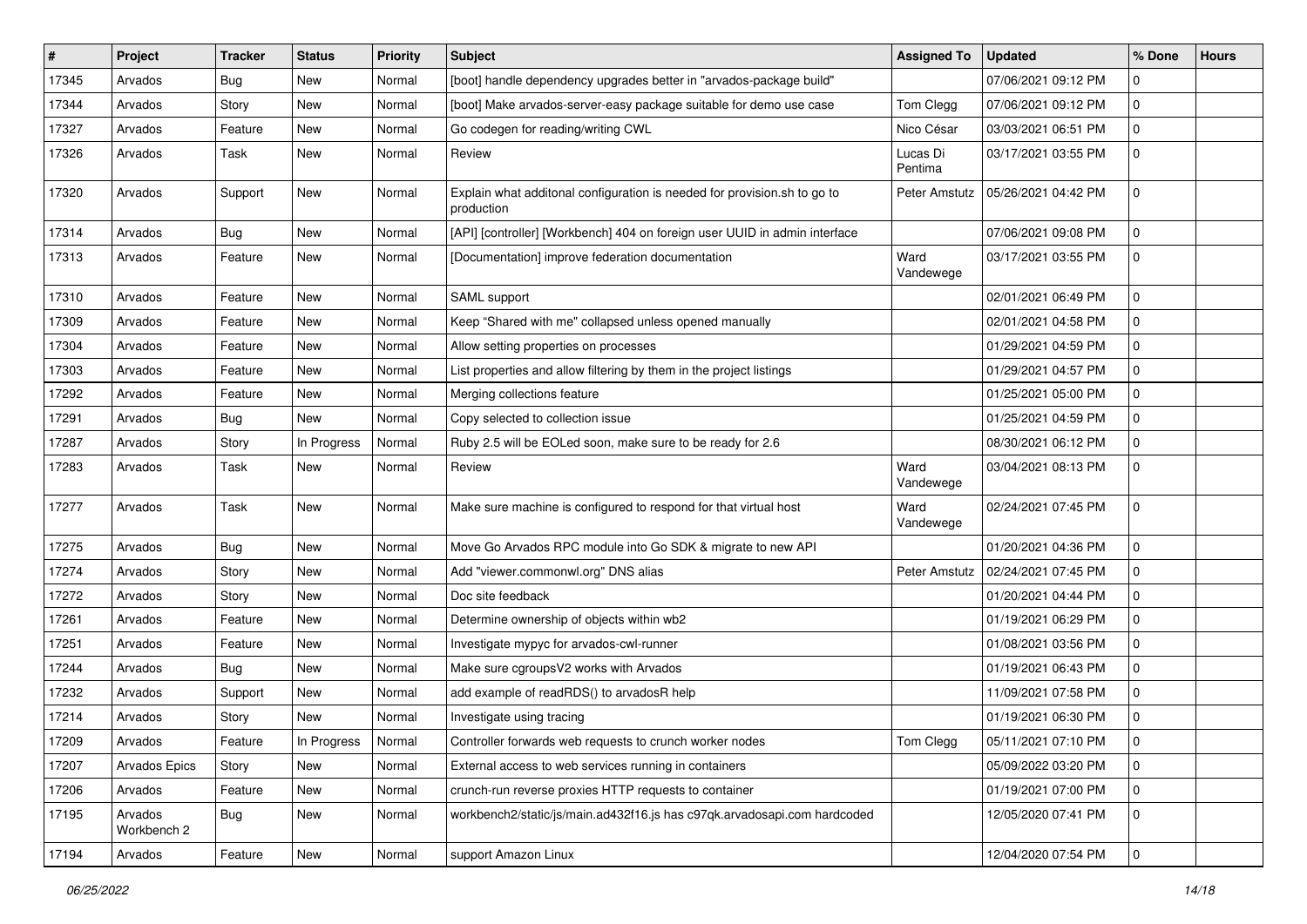| # | Project | Tracker | Status | Priority | Subject | Assigned To | Updated | % Done | Hours |
|---|---|---|---|---|---|---|---|---|---|
| 17345 | Arvados | Bug | New | Normal | [boot] handle dependency upgrades better in "arvados-package build" | | 07/06/2021 09:12 PM | 0 | |
| 17344 | Arvados | Story | New | Normal | [boot] Make arvados-server-easy package suitable for demo use case | Tom Clegg | 07/06/2021 09:12 PM | 0 | |
| 17327 | Arvados | Feature | New | Normal | Go codegen for reading/writing CWL | Nico César | 03/03/2021 06:51 PM | 0 | |
| 17326 | Arvados | Task | New | Normal | Review | Lucas Di Pentima | 03/17/2021 03:55 PM | 0 | |
| 17320 | Arvados | Support | New | Normal | Explain what additonal configuration is needed for provision.sh to go to production | Peter Amstutz | 05/26/2021 04:42 PM | 0 | |
| 17314 | Arvados | Bug | New | Normal | [API] [controller] [Workbench] 404 on foreign user UUID in admin interface | | 07/06/2021 09:08 PM | 0 | |
| 17313 | Arvados | Feature | New | Normal | [Documentation] improve federation documentation | Ward Vandewege | 03/17/2021 03:55 PM | 0 | |
| 17310 | Arvados | Feature | New | Normal | SAML support | | 02/01/2021 06:49 PM | 0 | |
| 17309 | Arvados | Feature | New | Normal | Keep "Shared with me" collapsed unless opened manually | | 02/01/2021 04:58 PM | 0 | |
| 17304 | Arvados | Feature | New | Normal | Allow setting properties on processes | | 01/29/2021 04:59 PM | 0 | |
| 17303 | Arvados | Feature | New | Normal | List properties and allow filtering by them in the project listings | | 01/29/2021 04:57 PM | 0 | |
| 17292 | Arvados | Feature | New | Normal | Merging collections feature | | 01/25/2021 05:00 PM | 0 | |
| 17291 | Arvados | Bug | New | Normal | Copy selected to collection issue | | 01/25/2021 04:59 PM | 0 | |
| 17287 | Arvados | Story | In Progress | Normal | Ruby 2.5 will be EOLed soon, make sure to be ready for 2.6 | | 08/30/2021 06:12 PM | 0 | |
| 17283 | Arvados | Task | New | Normal | Review | Ward Vandewege | 03/04/2021 08:13 PM | 0 | |
| 17277 | Arvados | Task | New | Normal | Make sure machine is configured to respond for that virtual host | Ward Vandewege | 02/24/2021 07:45 PM | 0 | |
| 17275 | Arvados | Bug | New | Normal | Move Go Arvados RPC module into Go SDK & migrate to new API | | 01/20/2021 04:36 PM | 0 | |
| 17274 | Arvados | Story | New | Normal | Add "viewer.commonwl.org" DNS alias | Peter Amstutz | 02/24/2021 07:45 PM | 0 | |
| 17272 | Arvados | Story | New | Normal | Doc site feedback | | 01/20/2021 04:44 PM | 0 | |
| 17261 | Arvados | Feature | New | Normal | Determine ownership of objects within wb2 | | 01/19/2021 06:29 PM | 0 | |
| 17251 | Arvados | Feature | New | Normal | Investigate mypyc for arvados-cwl-runner | | 01/08/2021 03:56 PM | 0 | |
| 17244 | Arvados | Bug | New | Normal | Make sure cgroupsV2 works with Arvados | | 01/19/2021 06:43 PM | 0 | |
| 17232 | Arvados | Support | New | Normal | add example of readRDS() to arvadosR help | | 11/09/2021 07:58 PM | 0 | |
| 17214 | Arvados | Story | New | Normal | Investigate using tracing | | 01/19/2021 06:30 PM | 0 | |
| 17209 | Arvados | Feature | In Progress | Normal | Controller forwards web requests to crunch worker nodes | Tom Clegg | 05/11/2021 07:10 PM | 0 | |
| 17207 | Arvados Epics | Story | New | Normal | External access to web services running in containers | | 05/09/2022 03:20 PM | 0 | |
| 17206 | Arvados | Feature | New | Normal | crunch-run reverse proxies HTTP requests to container | | 01/19/2021 07:00 PM | 0 | |
| 17195 | Arvados Workbench 2 | Bug | New | Normal | workbench2/static/js/main.ad432f16.js has c97qk.arvadosapi.com hardcoded | | 12/05/2020 07:41 PM | 0 | |
| 17194 | Arvados | Feature | New | Normal | support Amazon Linux | | 12/04/2020 07:54 PM | 0 | |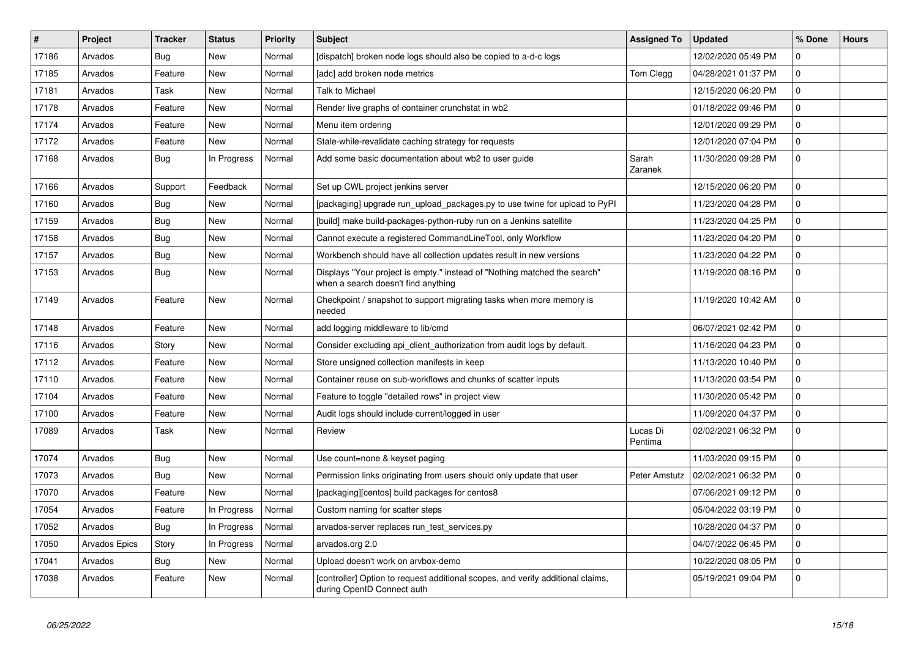| # | Project | Tracker | Status | Priority | Subject | Assigned To | Updated | % Done | Hours |
|---|---|---|---|---|---|---|---|---|---|
| 17186 | Arvados | Bug | New | Normal | [dispatch] broken node logs should also be copied to a-d-c logs | | 12/02/2020 05:49 PM | 0 | |
| 17185 | Arvados | Feature | New | Normal | [adc] add broken node metrics | Tom Clegg | 04/28/2021 01:37 PM | 0 | |
| 17181 | Arvados | Task | New | Normal | Talk to Michael | | 12/15/2020 06:20 PM | 0 | |
| 17178 | Arvados | Feature | New | Normal | Render live graphs of container crunchstat in wb2 | | 01/18/2022 09:46 PM | 0 | |
| 17174 | Arvados | Feature | New | Normal | Menu item ordering | | 12/01/2020 09:29 PM | 0 | |
| 17172 | Arvados | Feature | New | Normal | Stale-while-revalidate caching strategy for requests | | 12/01/2020 07:04 PM | 0 | |
| 17168 | Arvados | Bug | In Progress | Normal | Add some basic documentation about wb2 to user guide | Sarah Zaranek | 11/30/2020 09:28 PM | 0 | |
| 17166 | Arvados | Support | Feedback | Normal | Set up CWL project jenkins server | | 12/15/2020 06:20 PM | 0 | |
| 17160 | Arvados | Bug | New | Normal | [packaging] upgrade run_upload_packages.py to use twine for upload to PyPI | | 11/23/2020 04:28 PM | 0 | |
| 17159 | Arvados | Bug | New | Normal | [build] make build-packages-python-ruby run on a Jenkins satellite | | 11/23/2020 04:25 PM | 0 | |
| 17158 | Arvados | Bug | New | Normal | Cannot execute a registered CommandLineTool, only Workflow | | 11/23/2020 04:20 PM | 0 | |
| 17157 | Arvados | Bug | New | Normal | Workbench should have all collection updates result in new versions | | 11/23/2020 04:22 PM | 0 | |
| 17153 | Arvados | Bug | New | Normal | Displays "Your project is empty." instead of "Nothing matched the search" when a search doesn't find anything | | 11/19/2020 08:16 PM | 0 | |
| 17149 | Arvados | Feature | New | Normal | Checkpoint / snapshot to support migrating tasks when more memory is needed | | 11/19/2020 10:42 AM | 0 | |
| 17148 | Arvados | Feature | New | Normal | add logging middleware to lib/cmd | | 06/07/2021 02:42 PM | 0 | |
| 17116 | Arvados | Story | New | Normal | Consider excluding api_client_authorization from audit logs by default. | | 11/16/2020 04:23 PM | 0 | |
| 17112 | Arvados | Feature | New | Normal | Store unsigned collection manifests in keep | | 11/13/2020 10:40 PM | 0 | |
| 17110 | Arvados | Feature | New | Normal | Container reuse on sub-workflows and chunks of scatter inputs | | 11/13/2020 03:54 PM | 0 | |
| 17104 | Arvados | Feature | New | Normal | Feature to toggle "detailed rows" in project view | | 11/30/2020 05:42 PM | 0 | |
| 17100 | Arvados | Feature | New | Normal | Audit logs should include current/logged in user | | 11/09/2020 04:37 PM | 0 | |
| 17089 | Arvados | Task | New | Normal | Review | Lucas Di Pentima | 02/02/2021 06:32 PM | 0 | |
| 17074 | Arvados | Bug | New | Normal | Use count=none & keyset paging | | 11/03/2020 09:15 PM | 0 | |
| 17073 | Arvados | Bug | New | Normal | Permission links originating from users should only update that user | Peter Amstutz | 02/02/2021 06:32 PM | 0 | |
| 17070 | Arvados | Feature | New | Normal | [packaging][centos] build packages for centos8 | | 07/06/2021 09:12 PM | 0 | |
| 17054 | Arvados | Feature | In Progress | Normal | Custom naming for scatter steps | | 05/04/2022 03:19 PM | 0 | |
| 17052 | Arvados | Bug | In Progress | Normal | arvados-server replaces run_test_services.py | | 10/28/2020 04:37 PM | 0 | |
| 17050 | Arvados Epics | Story | In Progress | Normal | arvados.org 2.0 | | 04/07/2022 06:45 PM | 0 | |
| 17041 | Arvados | Bug | New | Normal | Upload doesn't work on arvbox-demo | | 10/22/2020 08:05 PM | 0 | |
| 17038 | Arvados | Feature | New | Normal | [controller] Option to request additional scopes, and verify additional claims, during OpenID Connect auth | | 05/19/2021 09:04 PM | 0 | |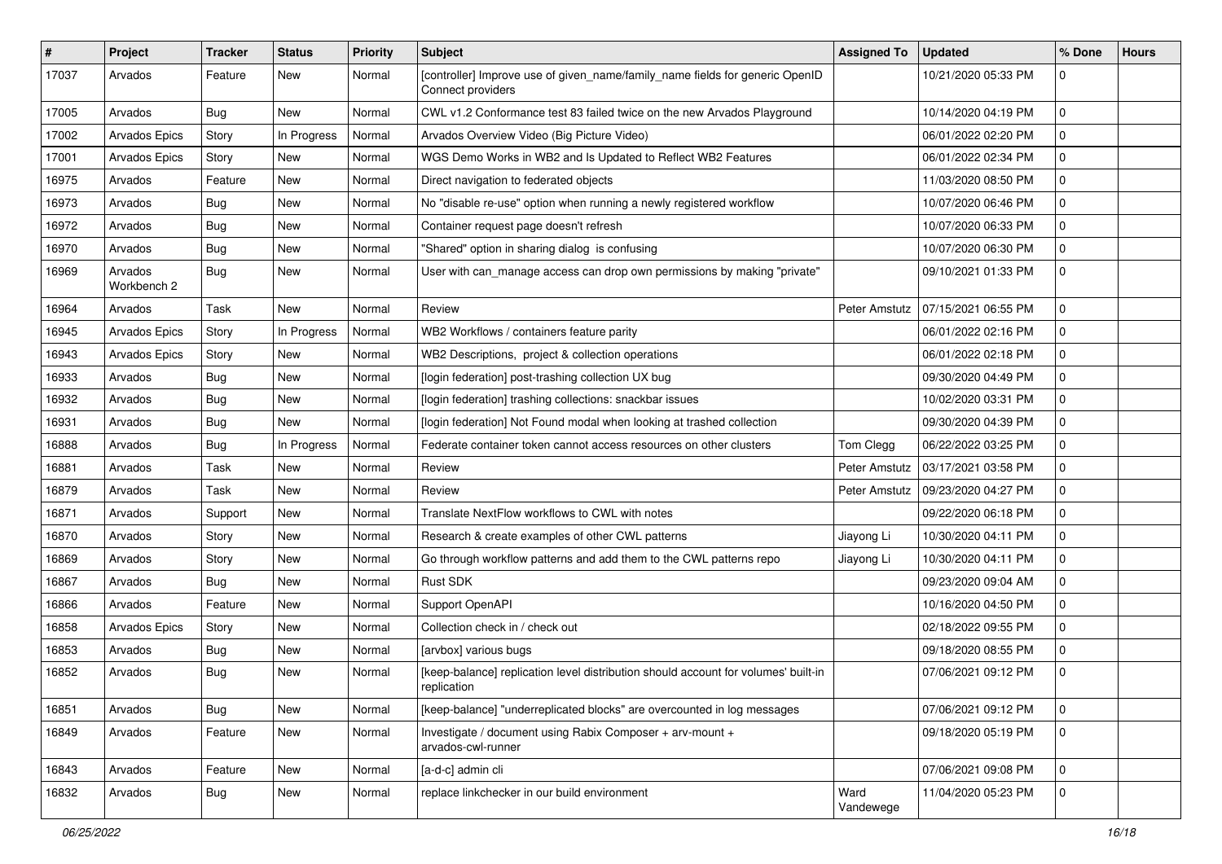| # | Project | Tracker | Status | Priority | Subject | Assigned To | Updated | % Done | Hours |
|---|---|---|---|---|---|---|---|---|---|
| 17037 | Arvados | Feature | New | Normal | [controller] Improve use of given_name/family_name fields for generic OpenID Connect providers | | 10/21/2020 05:33 PM | 0 | |
| 17005 | Arvados | Bug | New | Normal | CWL v1.2 Conformance test 83 failed twice on the new Arvados Playground | | 10/14/2020 04:19 PM | 0 | |
| 17002 | Arvados Epics | Story | In Progress | Normal | Arvados Overview Video (Big Picture Video) | | 06/01/2022 02:20 PM | 0 | |
| 17001 | Arvados Epics | Story | New | Normal | WGS Demo Works in WB2 and Is Updated to Reflect WB2 Features | | 06/01/2022 02:34 PM | 0 | |
| 16975 | Arvados | Feature | New | Normal | Direct navigation to federated objects | | 11/03/2020 08:50 PM | 0 | |
| 16973 | Arvados | Bug | New | Normal | No "disable re-use" option when running a newly registered workflow | | 10/07/2020 06:46 PM | 0 | |
| 16972 | Arvados | Bug | New | Normal | Container request page doesn't refresh | | 10/07/2020 06:33 PM | 0 | |
| 16970 | Arvados | Bug | New | Normal | "Shared" option in sharing dialog is confusing | | 10/07/2020 06:30 PM | 0 | |
| 16969 | Arvados Workbench 2 | Bug | New | Normal | User with can_manage access can drop own permissions by making "private" | | 09/10/2021 01:33 PM | 0 | |
| 16964 | Arvados | Task | New | Normal | Review | Peter Amstutz | 07/15/2021 06:55 PM | 0 | |
| 16945 | Arvados Epics | Story | In Progress | Normal | WB2 Workflows / containers feature parity | | 06/01/2022 02:16 PM | 0 | |
| 16943 | Arvados Epics | Story | New | Normal | WB2 Descriptions, project & collection operations | | 06/01/2022 02:18 PM | 0 | |
| 16933 | Arvados | Bug | New | Normal | [login federation] post-trashing collection UX bug | | 09/30/2020 04:49 PM | 0 | |
| 16932 | Arvados | Bug | New | Normal | [login federation] trashing collections: snackbar issues | | 10/02/2020 03:31 PM | 0 | |
| 16931 | Arvados | Bug | New | Normal | [login federation] Not Found modal when looking at trashed collection | | 09/30/2020 04:39 PM | 0 | |
| 16888 | Arvados | Bug | In Progress | Normal | Federate container token cannot access resources on other clusters | Tom Clegg | 06/22/2022 03:25 PM | 0 | |
| 16881 | Arvados | Task | New | Normal | Review | Peter Amstutz | 03/17/2021 03:58 PM | 0 | |
| 16879 | Arvados | Task | New | Normal | Review | Peter Amstutz | 09/23/2020 04:27 PM | 0 | |
| 16871 | Arvados | Support | New | Normal | Translate NextFlow workflows to CWL with notes | | 09/22/2020 06:18 PM | 0 | |
| 16870 | Arvados | Story | New | Normal | Research & create examples of other CWL patterns | Jiayong Li | 10/30/2020 04:11 PM | 0 | |
| 16869 | Arvados | Story | New | Normal | Go through workflow patterns and add them to the CWL patterns repo | Jiayong Li | 10/30/2020 04:11 PM | 0 | |
| 16867 | Arvados | Bug | New | Normal | Rust SDK | | 09/23/2020 09:04 AM | 0 | |
| 16866 | Arvados | Feature | New | Normal | Support OpenAPI | | 10/16/2020 04:50 PM | 0 | |
| 16858 | Arvados Epics | Story | New | Normal | Collection check in / check out | | 02/18/2022 09:55 PM | 0 | |
| 16853 | Arvados | Bug | New | Normal | [arvbox] various bugs | | 09/18/2020 08:55 PM | 0 | |
| 16852 | Arvados | Bug | New | Normal | [keep-balance] replication level distribution should account for volumes' built-in replication | | 07/06/2021 09:12 PM | 0 | |
| 16851 | Arvados | Bug | New | Normal | [keep-balance] "underreplicated blocks" are overcounted in log messages | | 07/06/2021 09:12 PM | 0 | |
| 16849 | Arvados | Feature | New | Normal | Investigate / document using Rabix Composer + arv-mount + arvados-cwl-runner | | 09/18/2020 05:19 PM | 0 | |
| 16843 | Arvados | Feature | New | Normal | [a-d-c] admin cli | | 07/06/2021 09:08 PM | 0 | |
| 16832 | Arvados | Bug | New | Normal | replace linkchecker in our build environment | Ward Vandewege | 11/04/2020 05:23 PM | 0 | |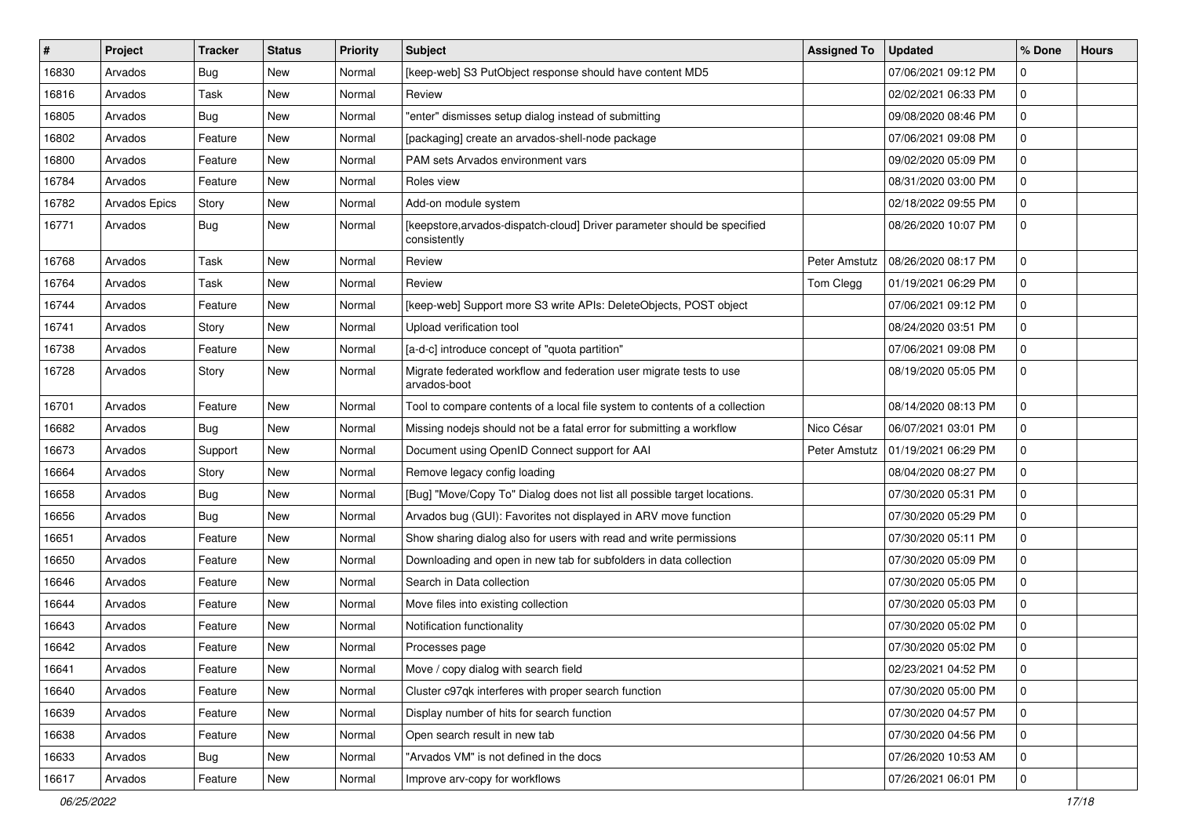| # | Project | Tracker | Status | Priority | Subject | Assigned To | Updated | % Done | Hours |
|---|---|---|---|---|---|---|---|---|---|
| 16830 | Arvados | Bug | New | Normal | [keep-web] S3 PutObject response should have content MD5 | | 07/06/2021 09:12 PM | 0 | |
| 16816 | Arvados | Task | New | Normal | Review | | 02/02/2021 06:33 PM | 0 | |
| 16805 | Arvados | Bug | New | Normal | "enter" dismisses setup dialog instead of submitting | | 09/08/2020 08:46 PM | 0 | |
| 16802 | Arvados | Feature | New | Normal | [packaging] create an arvados-shell-node package | | 07/06/2021 09:08 PM | 0 | |
| 16800 | Arvados | Feature | New | Normal | PAM sets Arvados environment vars | | 09/02/2020 05:09 PM | 0 | |
| 16784 | Arvados | Feature | New | Normal | Roles view | | 08/31/2020 03:00 PM | 0 | |
| 16782 | Arvados Epics | Story | New | Normal | Add-on module system | | 02/18/2022 09:55 PM | 0 | |
| 16771 | Arvados | Bug | New | Normal | [keepstore,arvados-dispatch-cloud] Driver parameter should be specified consistently | | 08/26/2020 10:07 PM | 0 | |
| 16768 | Arvados | Task | New | Normal | Review | Peter Amstutz | 08/26/2020 08:17 PM | 0 | |
| 16764 | Arvados | Task | New | Normal | Review | Tom Clegg | 01/19/2021 06:29 PM | 0 | |
| 16744 | Arvados | Feature | New | Normal | [keep-web] Support more S3 write APIs: DeleteObjects, POST object | | 07/06/2021 09:12 PM | 0 | |
| 16741 | Arvados | Story | New | Normal | Upload verification tool | | 08/24/2020 03:51 PM | 0 | |
| 16738 | Arvados | Feature | New | Normal | [a-d-c] introduce concept of "quota partition" | | 07/06/2021 09:08 PM | 0 | |
| 16728 | Arvados | Story | New | Normal | Migrate federated workflow and federation user migrate tests to use arvados-boot | | 08/19/2020 05:05 PM | 0 | |
| 16701 | Arvados | Feature | New | Normal | Tool to compare contents of a local file system to contents of a collection | | 08/14/2020 08:13 PM | 0 | |
| 16682 | Arvados | Bug | New | Normal | Missing nodejs should not be a fatal error for submitting a workflow | Nico César | 06/07/2021 03:01 PM | 0 | |
| 16673 | Arvados | Support | New | Normal | Document using OpenID Connect support for AAI | Peter Amstutz | 01/19/2021 06:29 PM | 0 | |
| 16664 | Arvados | Story | New | Normal | Remove legacy config loading | | 08/04/2020 08:27 PM | 0 | |
| 16658 | Arvados | Bug | New | Normal | [Bug] "Move/Copy To" Dialog does not list all possible target locations. | | 07/30/2020 05:31 PM | 0 | |
| 16656 | Arvados | Bug | New | Normal | Arvados bug (GUI): Favorites not displayed in ARV move function | | 07/30/2020 05:29 PM | 0 | |
| 16651 | Arvados | Feature | New | Normal | Show sharing dialog also for users with read and write permissions | | 07/30/2020 05:11 PM | 0 | |
| 16650 | Arvados | Feature | New | Normal | Downloading and open in new tab for subfolders in data collection | | 07/30/2020 05:09 PM | 0 | |
| 16646 | Arvados | Feature | New | Normal | Search in Data collection | | 07/30/2020 05:05 PM | 0 | |
| 16644 | Arvados | Feature | New | Normal | Move files into existing collection | | 07/30/2020 05:03 PM | 0 | |
| 16643 | Arvados | Feature | New | Normal | Notification functionality | | 07/30/2020 05:02 PM | 0 | |
| 16642 | Arvados | Feature | New | Normal | Processes page | | 07/30/2020 05:02 PM | 0 | |
| 16641 | Arvados | Feature | New | Normal | Move / copy dialog with search field | | 02/23/2021 04:52 PM | 0 | |
| 16640 | Arvados | Feature | New | Normal | Cluster c97qk interferes with proper search function | | 07/30/2020 05:00 PM | 0 | |
| 16639 | Arvados | Feature | New | Normal | Display number of hits for search function | | 07/30/2020 04:57 PM | 0 | |
| 16638 | Arvados | Feature | New | Normal | Open search result in new tab | | 07/30/2020 04:56 PM | 0 | |
| 16633 | Arvados | Bug | New | Normal | "Arvados VM" is not defined in the docs | | 07/26/2020 10:53 AM | 0 | |
| 16617 | Arvados | Feature | New | Normal | Improve arv-copy for workflows | | 07/26/2021 06:01 PM | 0 | |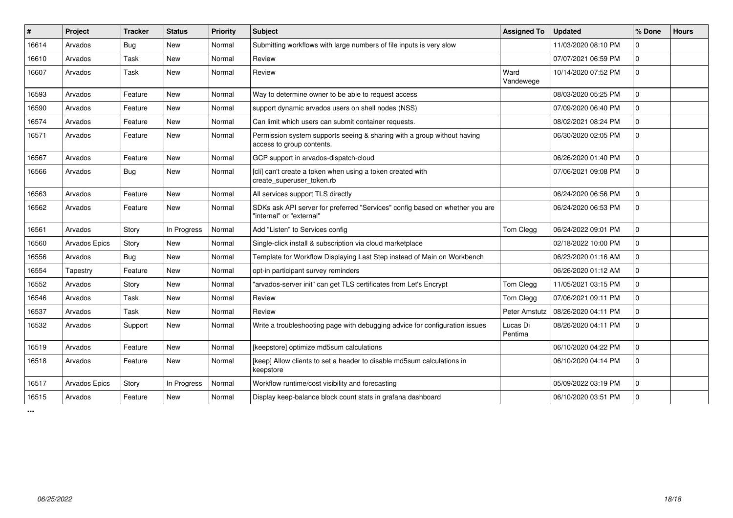| # | Project | Tracker | Status | Priority | Subject | Assigned To | Updated | % Done | Hours |
|---|---|---|---|---|---|---|---|---|---|
| 16614 | Arvados | Bug | New | Normal | Submitting workflows with large numbers of file inputs is very slow | | 11/03/2020 08:10 PM | 0 | |
| 16610 | Arvados | Task | New | Normal | Review | | 07/07/2021 06:59 PM | 0 | |
| 16607 | Arvados | Task | New | Normal | Review | Ward Vandewege | 10/14/2020 07:52 PM | 0 | |
| 16593 | Arvados | Feature | New | Normal | Way to determine owner to be able to request access | | 08/03/2020 05:25 PM | 0 | |
| 16590 | Arvados | Feature | New | Normal | support dynamic arvados users on shell nodes (NSS) | | 07/09/2020 06:40 PM | 0 | |
| 16574 | Arvados | Feature | New | Normal | Can limit which users can submit container requests. | | 08/02/2021 08:24 PM | 0 | |
| 16571 | Arvados | Feature | New | Normal | Permission system supports seeing & sharing with a group without having access to group contents. | | 06/30/2020 02:05 PM | 0 | |
| 16567 | Arvados | Feature | New | Normal | GCP support in arvados-dispatch-cloud | | 06/26/2020 01:40 PM | 0 | |
| 16566 | Arvados | Bug | New | Normal | [cli] can't create a token when using a token created with create_superuser_token.rb | | 07/06/2021 09:08 PM | 0 | |
| 16563 | Arvados | Feature | New | Normal | All services support TLS directly | | 06/24/2020 06:56 PM | 0 | |
| 16562 | Arvados | Feature | New | Normal | SDKs ask API server for preferred "Services" config based on whether you are "internal" or "external" | | 06/24/2020 06:53 PM | 0 | |
| 16561 | Arvados | Story | In Progress | Normal | Add "Listen" to Services config | Tom Clegg | 06/24/2022 09:01 PM | 0 | |
| 16560 | Arvados Epics | Story | New | Normal | Single-click install & subscription via cloud marketplace | | 02/18/2022 10:00 PM | 0 | |
| 16556 | Arvados | Bug | New | Normal | Template for Workflow Displaying Last Step instead of Main on Workbench | | 06/23/2020 01:16 AM | 0 | |
| 16554 | Tapestry | Feature | New | Normal | opt-in participant survey reminders | | 06/26/2020 01:12 AM | 0 | |
| 16552 | Arvados | Story | New | Normal | "arvados-server init" can get TLS certificates from Let's Encrypt | Tom Clegg | 11/05/2021 03:15 PM | 0 | |
| 16546 | Arvados | Task | New | Normal | Review | Tom Clegg | 07/06/2021 09:11 PM | 0 | |
| 16537 | Arvados | Task | New | Normal | Review | Peter Amstutz | 08/26/2020 04:11 PM | 0 | |
| 16532 | Arvados | Support | New | Normal | Write a troubleshooting page with debugging advice for configuration issues | Lucas Di Pentima | 08/26/2020 04:11 PM | 0 | |
| 16519 | Arvados | Feature | New | Normal | [keepstore] optimize md5sum calculations | | 06/10/2020 04:22 PM | 0 | |
| 16518 | Arvados | Feature | New | Normal | [keep] Allow clients to set a header to disable md5sum calculations in keepstore | | 06/10/2020 04:14 PM | 0 | |
| 16517 | Arvados Epics | Story | In Progress | Normal | Workflow runtime/cost visibility and forecasting | | 05/09/2022 03:19 PM | 0 | |
| 16515 | Arvados | Feature | New | Normal | Display keep-balance block count stats in grafana dashboard | | 06/10/2020 03:51 PM | 0 | |

...